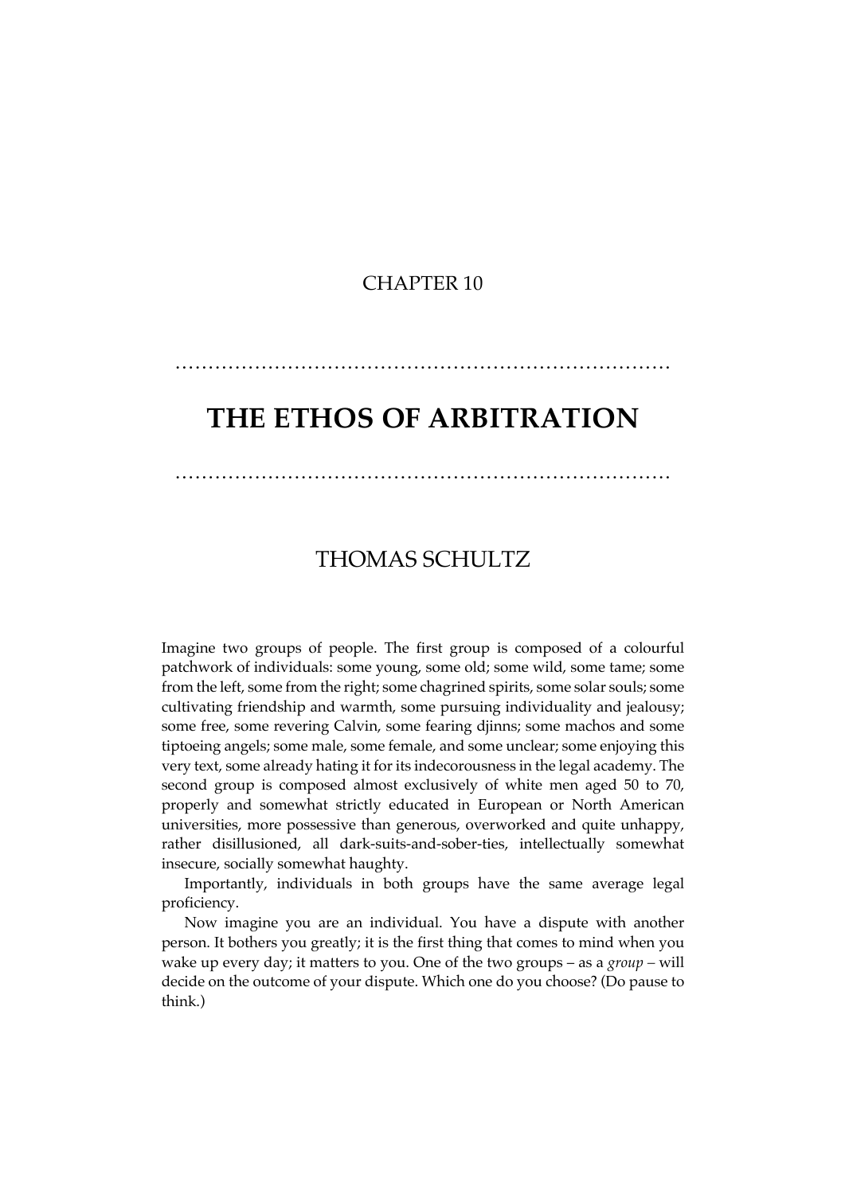CHAPTER 10

# THE ETHOS OF ARBITRATION

## THOMAS SCHULTZ

Imagine two groups of people. The first group is composed of a colourful patchwork of individuals: some young, some old; some wild, some tame; some from the left, some from the right; some chagrined spirits, some solar souls; some cultivating friendship and warmth, some pursuing individuality and jealousy; some free, some revering Calvin, some fearing djinns; some machos and some tiptoeing angels; some male, some female, and some unclear; some enjoying this very text, some already hating it for its indecorousness in the legal academy. The second group is composed almost exclusively of white men aged 50 to 70, properly and somewhat strictly educated in European or North American universities, more possessive than generous, overworked and quite unhappy, rather disillusioned, all dark-suits-and-sober-ties, intellectually somewhat insecure, socially somewhat haughty.

Importantly, individuals in both groups have the same average legal proficiency.

Now imagine you are an individual. You have a dispute with another person. It bothers you greatly; it is the first thing that comes to mind when you wake up every day; it matters to you. One of the two groups – as a *group* – will decide on the outcome of your dispute. Which one do you choose? (Do pause to think.)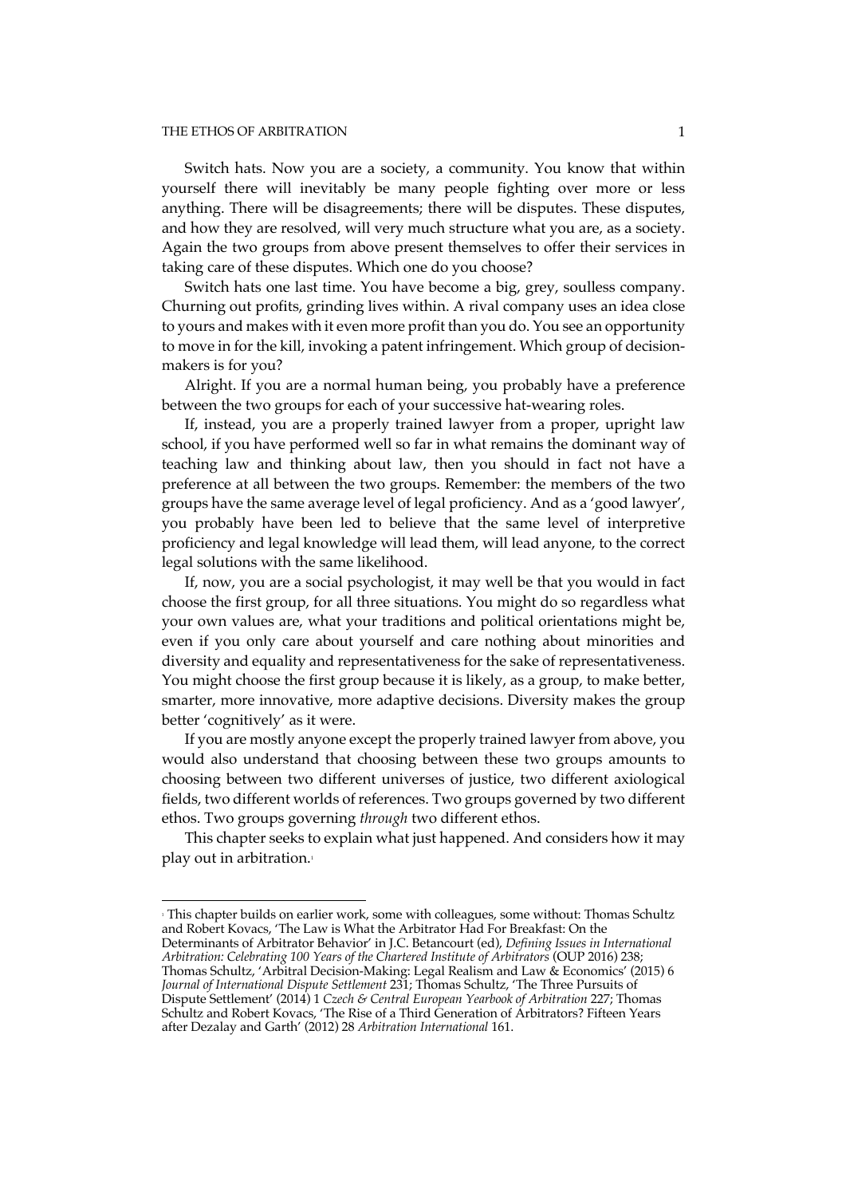Switch hats. Now you are a society, a community. You know that within yourself there will inevitably be many people fighting over more or less anything. There will be disagreements; there will be disputes. These disputes, and how they are resolved, will very much structure what you are, as a society. Again the two groups from above present themselves to offer their services in taking care of these disputes. Which one do you choose?

Switch hats one last time. You have become a big, grey, soulless company. Churning out profits, grinding lives within. A rival company uses an idea close to yours and makes with it even more profit than you do. You see an opportunity to move in for the kill, invoking a patent infringement. Which group of decision-makers is for you?

Alright. If you are a normal human being, you probably have a preference between the two groups for each of your successive hat-wearing roles.

If, instead, you are a properly trained lawyer from a proper, upright law school, if you have performed well so far in what remains the dominant way of teaching law and thinking about law, then you should in fact not have a preference at all between the two groups. Remember: the members of the two groups have the same average level of legal proficiency. And as a 'good lawyer', you probably have been led to believe that the same level of interpretive proficiency and legal knowledge will lead them, will lead anyone, to the correct legal solutions with the same likelihood.

If, now, you are a social psychologist, it may well be that you would in fact choose the first group, for all three situations. You might do so regardless what your own values are, what your traditions and political orientations might be, even if you only care about yourself and care nothing about minorities and diversity and equality and representativeness for the sake of representativeness. You might choose the first group because it is likely, as a group, to make better, smarter, more innovative, more adaptive decisions. Diversity makes the group better 'cognitively' as it were.

If you are mostly anyone except the properly trained lawyer from above, you would also understand that choosing between these two groups amounts to choosing between two different universes of justice, two different axiological fields, two different worlds of references. Two groups governed by two different ethos. Two groups governing *through* two different ethos.

This chapter seeks to explain what just happened. And considers how it may play out in arbitration.[1]

---

[1] This chapter builds on earlier work, some with colleagues, some without: Thomas Schultz and Robert Kovacs, 'The Law is What the Arbitrator Had For Breakfast: On the Determinants of Arbitrator Behavior' in J.C. Betancourt (ed), *Defining Issues in International Arbitration: Celebrating 100 Years of the Chartered Institute of Arbitrators* (OUP 2016) 238; Thomas Schultz, 'Arbitral Decision-Making: Legal Realism and Law & Economics' (2015) 6 *Journal of International Dispute Settlement* 231; Thomas Schultz, 'The Three Pursuits of Dispute Settlement' (2014) 1 *Czech & Central European Yearbook of Arbitration* 227; Thomas Schultz and Robert Kovacs, 'The Rise of a Third Generation of Arbitrators? Fifteen Years after Dezalay and Garth' (2012) 28 *Arbitration International* 161.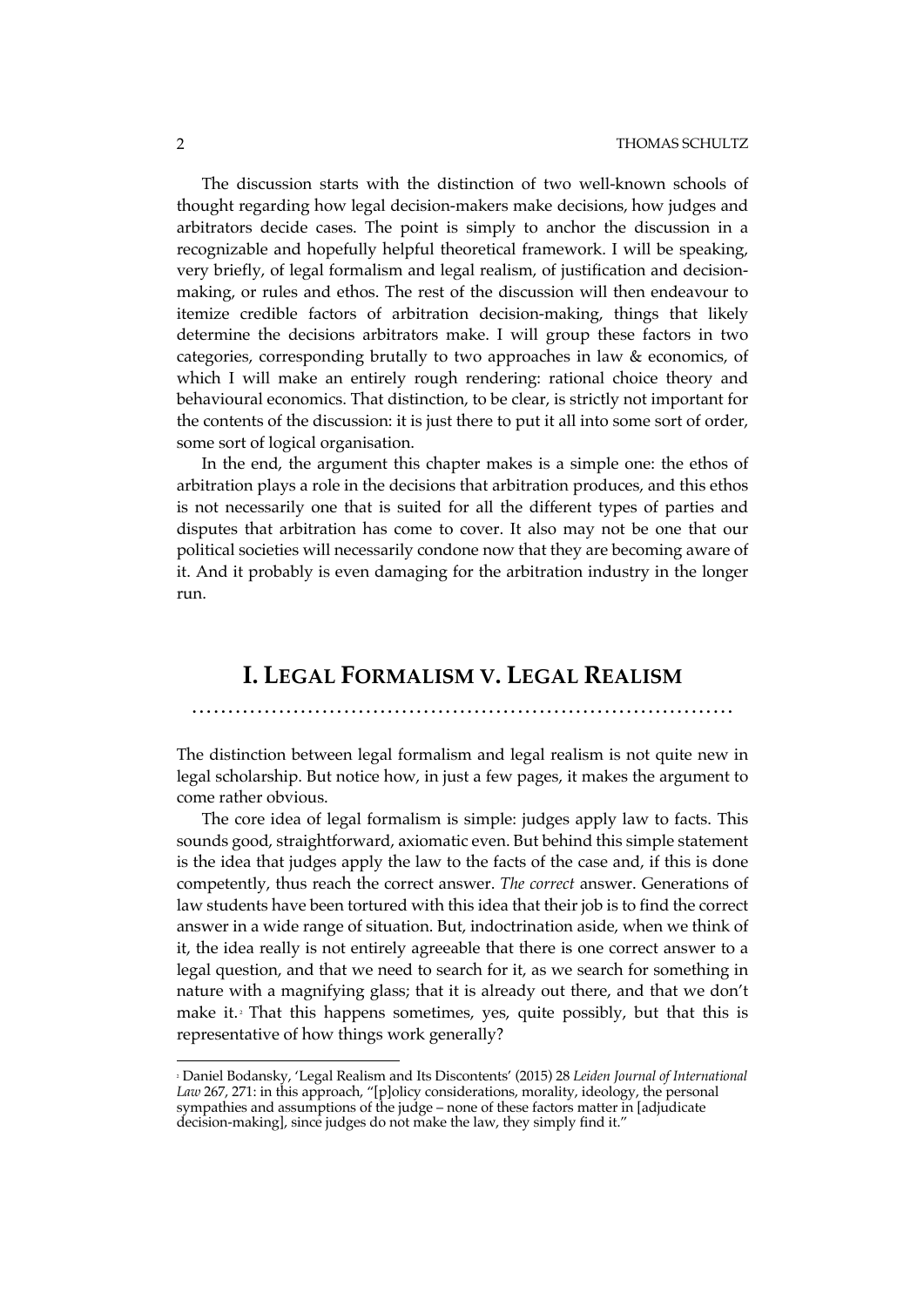The discussion starts with the distinction of two well-known schools of thought regarding how legal decision-makers make decisions, how judges and arbitrators decide cases. The point is simply to anchor the discussion in a recognizable and hopefully helpful theoretical framework. I will be speaking, very briefly, of legal formalism and legal realism, of justification and decision-making, or rules and ethos. The rest of the discussion will then endeavour to itemize credible factors of arbitration decision-making, things that likely determine the decisions arbitrators make. I will group these factors in two categories, corresponding brutally to two approaches in law & economics, of which I will make an entirely rough rendering: rational choice theory and behavioural economics. That distinction, to be clear, is strictly not important for the contents of the discussion: it is just there to put it all into some sort of order, some sort of logical organisation.

In the end, the argument this chapter makes is a simple one: the ethos of arbitration plays a role in the decisions that arbitration produces, and this ethos is not necessarily one that is suited for all the different types of parties and disputes that arbitration has come to cover. It also may not be one that our political societies will necessarily condone now that they are becoming aware of it. And it probably is even damaging for the arbitration industry in the longer run.

## I. LEGAL FORMALISM V. LEGAL REALISM

The distinction between legal formalism and legal realism is not quite new in legal scholarship. But notice how, in just a few pages, it makes the argument to come rather obvious.

The core idea of legal formalism is simple: judges apply law to facts. This sounds good, straightforward, axiomatic even. But behind this simple statement is the idea that judges apply the law to the facts of the case and, if this is done competently, thus reach the correct answer. *The correct* answer. Generations of law students have been tortured with this idea that their job is to find the correct answer in a wide range of situation. But, indoctrination aside, when we think of it, the idea really is not entirely agreeable that there is one correct answer to a legal question, and that we need to search for it, as we search for something in nature with a magnifying glass; that it is already out there, and that we don't make it.[2] That this happens sometimes, yes, quite possibly, but that this is representative of how things work generally?

---

[2] Daniel Bodansky, 'Legal Realism and Its Discontents' (2015) 28 *Leiden Journal of International Law* 267, 271: in this approach, "[p]olicy considerations, morality, ideology, the personal sympathies and assumptions of the judge – none of these factors matter in [adjudicate decision-making], since judges do not make the law, they simply find it."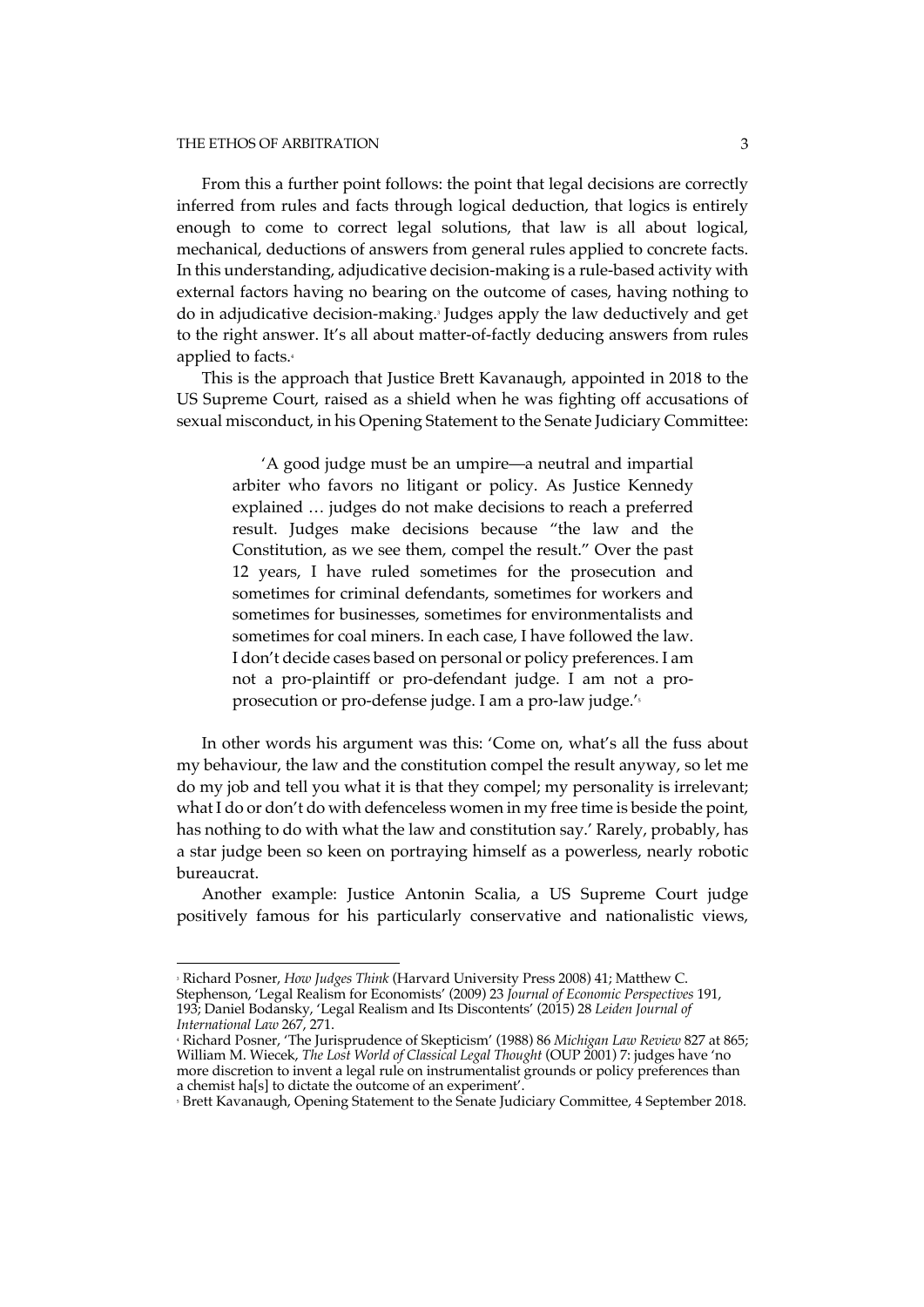From this a further point follows: the point that legal decisions are correctly inferred from rules and facts through logical deduction, that logics is entirely enough to come to correct legal solutions, that law is all about logical, mechanical, deductions of answers from general rules applied to concrete facts. In this understanding, adjudicative decision-making is a rule-based activity with external factors having no bearing on the outcome of cases, having nothing to do in adjudicative decision-making.[3] Judges apply the law deductively and get to the right answer. It's all about matter-of-factly deducing answers from rules applied to facts.[4]

This is the approach that Justice Brett Kavanaugh, appointed in 2018 to the US Supreme Court, raised as a shield when he was fighting off accusations of sexual misconduct, in his Opening Statement to the Senate Judiciary Committee:

> 'A good judge must be an umpire—a neutral and impartial arbiter who favors no litigant or policy. As Justice Kennedy explained … judges do not make decisions to reach a preferred result. Judges make decisions because "the law and the Constitution, as we see them, compel the result." Over the past 12 years, I have ruled sometimes for the prosecution and sometimes for criminal defendants, sometimes for workers and sometimes for businesses, sometimes for environmentalists and sometimes for coal miners. In each case, I have followed the law. I don't decide cases based on personal or policy preferences. I am not a pro-plaintiff or pro-defendant judge. I am not a pro-prosecution or pro-defense judge. I am a pro-law judge.'[5]

In other words his argument was this: 'Come on, what's all the fuss about my behaviour, the law and the constitution compel the result anyway, so let me do my job and tell you what it is that they compel; my personality is irrelevant; what I do or don't do with defenceless women in my free time is beside the point, has nothing to do with what the law and constitution say.' Rarely, probably, has a star judge been so keen on portraying himself as a powerless, nearly robotic bureaucrat.

Another example: Justice Antonin Scalia, a US Supreme Court judge positively famous for his particularly conservative and nationalistic views,

---

[3] Richard Posner, *How Judges Think* (Harvard University Press 2008) 41; Matthew C. Stephenson, 'Legal Realism for Economists' (2009) 23 *Journal of Economic Perspectives* 191, 193; Daniel Bodansky, 'Legal Realism and Its Discontents' (2015) 28 *Leiden Journal of International Law* 267, 271.

[4] Richard Posner, 'The Jurisprudence of Skepticism' (1988) 86 *Michigan Law Review* 827 at 865; William M. Wiecek, *The Lost World of Classical Legal Thought* (OUP 2001) 7: judges have 'no more discretion to invent a legal rule on instrumentalist grounds or policy preferences than a chemist ha[s] to dictate the outcome of an experiment'.

[5] Brett Kavanaugh, Opening Statement to the Senate Judiciary Committee, 4 September 2018.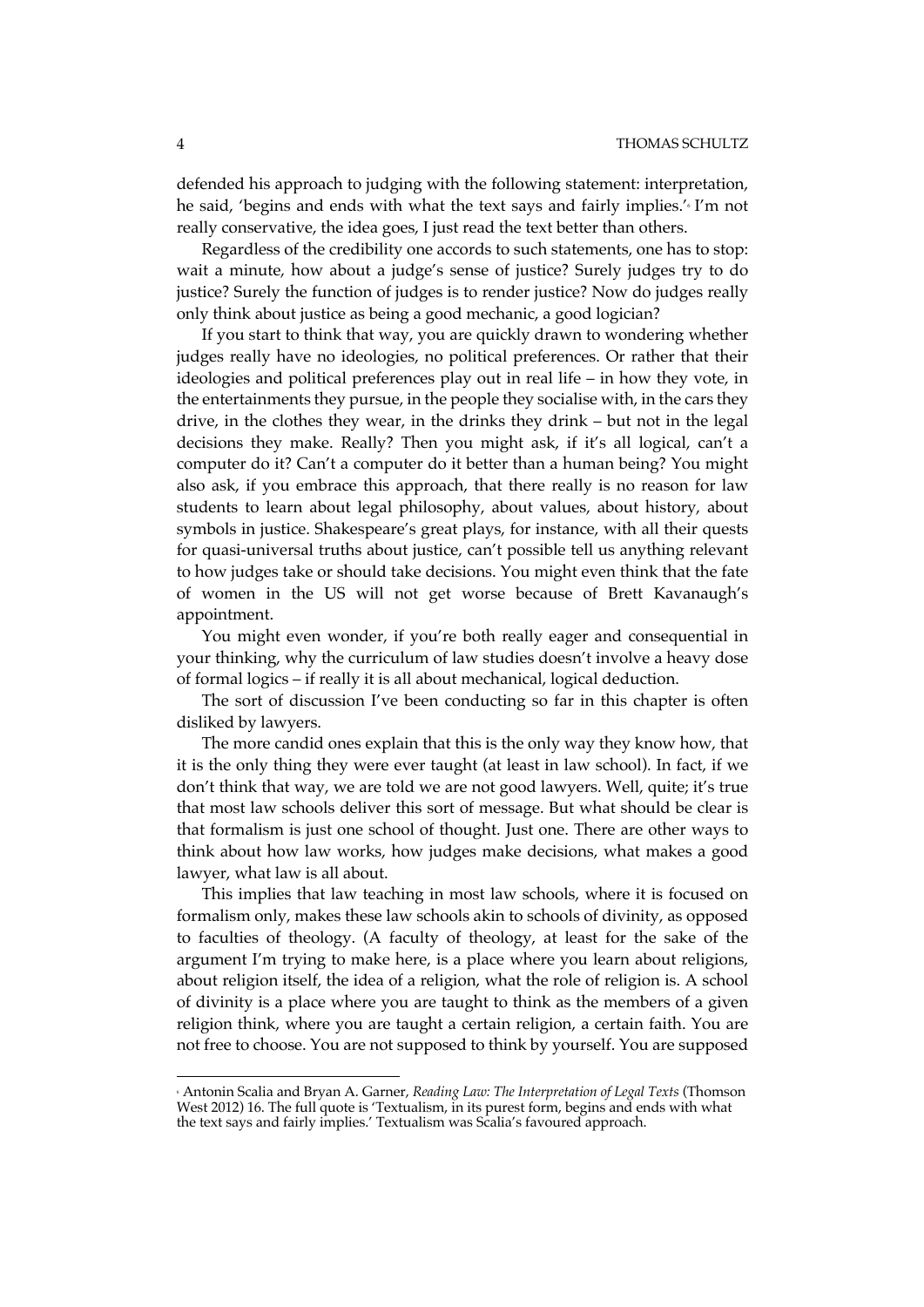defended his approach to judging with the following statement: interpretation, he said, 'begins and ends with what the text says and fairly implies.'[6] I'm not really conservative, the idea goes, I just read the text better than others.

Regardless of the credibility one accords to such statements, one has to stop: wait a minute, how about a judge's sense of justice? Surely judges try to do justice? Surely the function of judges is to render justice? Now do judges really only think about justice as being a good mechanic, a good logician?

If you start to think that way, you are quickly drawn to wondering whether judges really have no ideologies, no political preferences. Or rather that their ideologies and political preferences play out in real life – in how they vote, in the entertainments they pursue, in the people they socialise with, in the cars they drive, in the clothes they wear, in the drinks they drink – but not in the legal decisions they make. Really? Then you might ask, if it's all logical, can't a computer do it? Can't a computer do it better than a human being? You might also ask, if you embrace this approach, that there really is no reason for law students to learn about legal philosophy, about values, about history, about symbols in justice. Shakespeare's great plays, for instance, with all their quests for quasi-universal truths about justice, can't possible tell us anything relevant to how judges take or should take decisions. You might even think that the fate of women in the US will not get worse because of Brett Kavanaugh's appointment.

You might even wonder, if you're both really eager and consequential in your thinking, why the curriculum of law studies doesn't involve a heavy dose of formal logics – if really it is all about mechanical, logical deduction.

The sort of discussion I've been conducting so far in this chapter is often disliked by lawyers.

The more candid ones explain that this is the only way they know how, that it is the only thing they were ever taught (at least in law school). In fact, if we don't think that way, we are told we are not good lawyers. Well, quite; it's true that most law schools deliver this sort of message. But what should be clear is that formalism is just one school of thought. Just one. There are other ways to think about how law works, how judges make decisions, what makes a good lawyer, what law is all about.

This implies that law teaching in most law schools, where it is focused on formalism only, makes these law schools akin to schools of divinity, as opposed to faculties of theology. (A faculty of theology, at least for the sake of the argument I'm trying to make here, is a place where you learn about religions, about religion itself, the idea of a religion, what the role of religion is. A school of divinity is a place where you are taught to think as the members of a given religion think, where you are taught a certain religion, a certain faith. You are not free to choose. You are not supposed to think by yourself. You are supposed

---

[6] Antonin Scalia and Bryan A. Garner, *Reading Law: The Interpretation of Legal Texts* (Thomson West 2012) 16. The full quote is 'Textualism, in its purest form, begins and ends with what the text says and fairly implies.' Textualism was Scalia's favoured approach.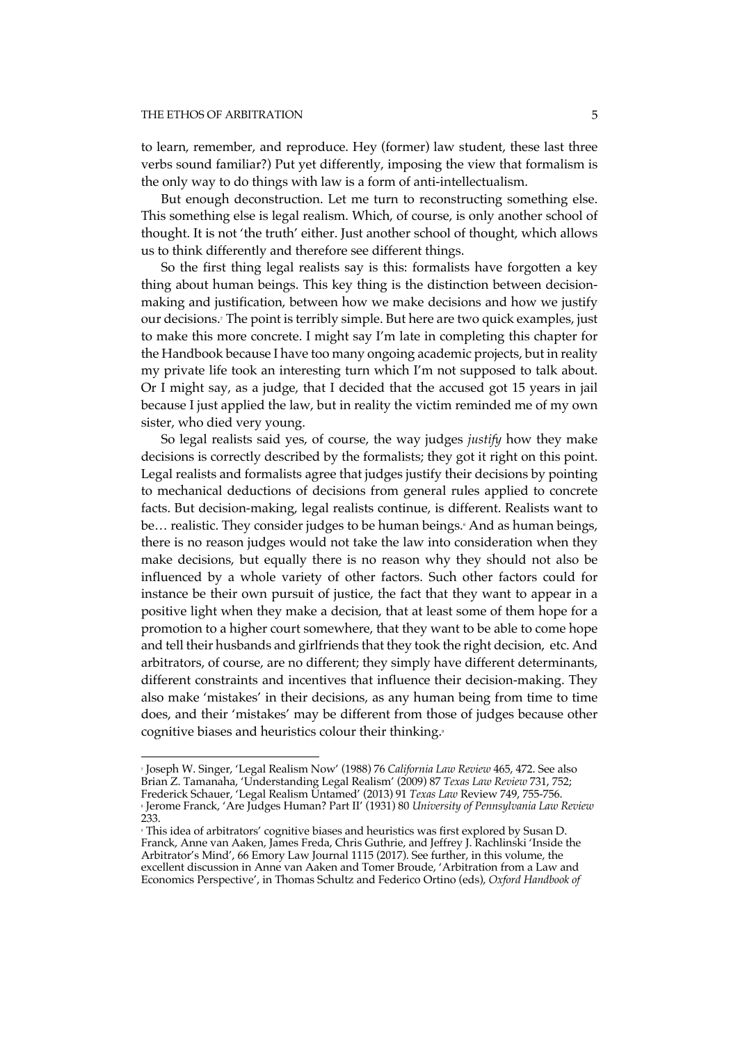to learn, remember, and reproduce. Hey (former) law student, these last three verbs sound familiar?) Put yet differently, imposing the view that formalism is the only way to do things with law is a form of anti-intellectualism.

But enough deconstruction. Let me turn to reconstructing something else. This something else is legal realism. Which, of course, is only another school of thought. It is not 'the truth' either. Just another school of thought, which allows us to think differently and therefore see different things.

So the first thing legal realists say is this: formalists have forgotten a key thing about human beings. This key thing is the distinction between decision-making and justification, between how we make decisions and how we justify our decisions.[7] The point is terribly simple. But here are two quick examples, just to make this more concrete. I might say I'm late in completing this chapter for the Handbook because I have too many ongoing academic projects, but in reality my private life took an interesting turn which I'm not supposed to talk about. Or I might say, as a judge, that I decided that the accused got 15 years in jail because I just applied the law, but in reality the victim reminded me of my own sister, who died very young.

So legal realists said yes, of course, the way judges *justify* how they make decisions is correctly described by the formalists; they got it right on this point. Legal realists and formalists agree that judges justify their decisions by pointing to mechanical deductions of decisions from general rules applied to concrete facts. But decision-making, legal realists continue, is different. Realists want to be… realistic. They consider judges to be human beings.[8] And as human beings, there is no reason judges would not take the law into consideration when they make decisions, but equally there is no reason why they should not also be influenced by a whole variety of other factors. Such other factors could for instance be their own pursuit of justice, the fact that they want to appear in a positive light when they make a decision, that at least some of them hope for a promotion to a higher court somewhere, that they want to be able to come hope and tell their husbands and girlfriends that they took the right decision, etc. And arbitrators, of course, are no different; they simply have different determinants, different constraints and incentives that influence their decision-making. They also make 'mistakes' in their decisions, as any human being from time to time does, and their 'mistakes' may be different from those of judges because other cognitive biases and heuristics colour their thinking.[9]

---

[7] Joseph W. Singer, 'Legal Realism Now' (1988) 76 *California Law Review* 465, 472. See also Brian Z. Tamanaha, 'Understanding Legal Realism' (2009) 87 *Texas Law Review* 731, 752; Frederick Schauer, 'Legal Realism Untamed' (2013) 91 *Texas Law* Review 749, 755-756.

[8] Jerome Franck, 'Are Judges Human? Part II' (1931) 80 *University of Pennsylvania Law Review* 233.

[9] This idea of arbitrators' cognitive biases and heuristics was first explored by Susan D. Franck, Anne van Aaken, James Freda, Chris Guthrie, and Jeffrey J. Rachlinski 'Inside the Arbitrator's Mind', 66 Emory Law Journal 1115 (2017). See further, in this volume, the excellent discussion in Anne van Aaken and Tomer Broude, 'Arbitration from a Law and Economics Perspective', in Thomas Schultz and Federico Ortino (eds), *Oxford Handbook of*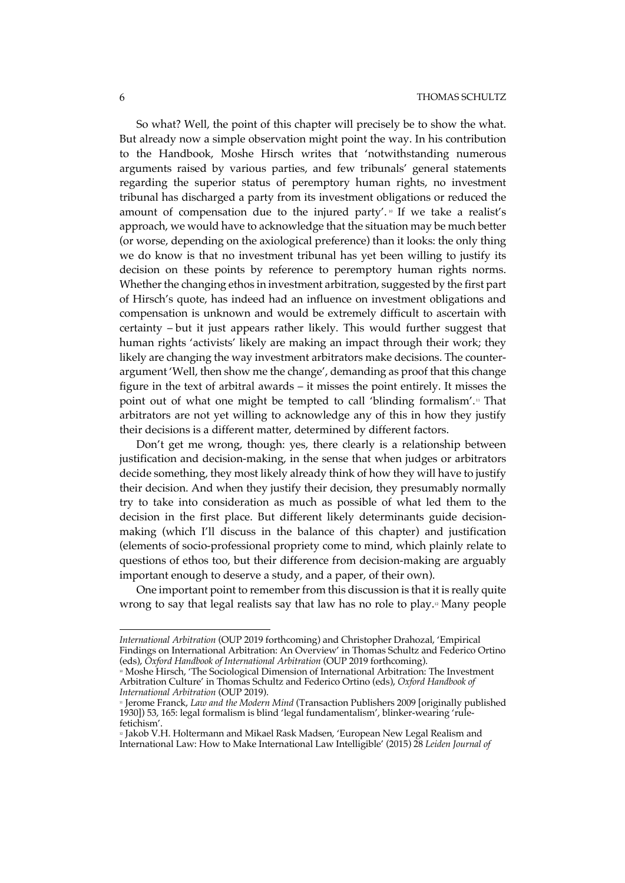So what? Well, the point of this chapter will precisely be to show the what. But already now a simple observation might point the way. In his contribution to the Handbook, Moshe Hirsch writes that 'notwithstanding numerous arguments raised by various parties, and few tribunals' general statements regarding the superior status of peremptory human rights, no investment tribunal has discharged a party from its investment obligations or reduced the amount of compensation due to the injured party'.[10] If we take a realist's approach, we would have to acknowledge that the situation may be much better (or worse, depending on the axiological preference) than it looks: the only thing we do know is that no investment tribunal has yet been willing to justify its decision on these points by reference to peremptory human rights norms. Whether the changing ethos in investment arbitration, suggested by the first part of Hirsch's quote, has indeed had an influence on investment obligations and compensation is unknown and would be extremely difficult to ascertain with certainty – but it just appears rather likely. This would further suggest that human rights 'activists' likely are making an impact through their work; they likely are changing the way investment arbitrators make decisions. The counter-argument 'Well, then show me the change', demanding as proof that this change figure in the text of arbitral awards – it misses the point entirely. It misses the point out of what one might be tempted to call 'blinding formalism'.[11] That arbitrators are not yet willing to acknowledge any of this in how they justify their decisions is a different matter, determined by different factors.

Don't get me wrong, though: yes, there clearly is a relationship between justification and decision-making, in the sense that when judges or arbitrators decide something, they most likely already think of how they will have to justify their decision. And when they justify their decision, they presumably normally try to take into consideration as much as possible of what led them to the decision in the first place. But different likely determinants guide decision-making (which I'll discuss in the balance of this chapter) and justification (elements of socio-professional propriety come to mind, which plainly relate to questions of ethos too, but their difference from decision-making are arguably important enough to deserve a study, and a paper, of their own).

One important point to remember from this discussion is that it is really quite wrong to say that legal realists say that law has no role to play.[12] Many people

---

*International Arbitration* (OUP 2019 forthcoming) and Christopher Drahozal, 'Empirical Findings on International Arbitration: An Overview' in Thomas Schultz and Federico Ortino (eds), *Oxford Handbook of International Arbitration* (OUP 2019 forthcoming).

[10] Moshe Hirsch, 'The Sociological Dimension of International Arbitration: The Investment Arbitration Culture' in Thomas Schultz and Federico Ortino (eds), *Oxford Handbook of International Arbitration* (OUP 2019).

[11] Jerome Franck, *Law and the Modern Mind* (Transaction Publishers 2009 [originally published 1930]) 53, 165: legal formalism is blind 'legal fundamentalism', blinker-wearing 'rule-fetichism'.

[12] Jakob V.H. Holtermann and Mikael Rask Madsen, 'European New Legal Realism and International Law: How to Make International Law Intelligible' (2015) 28 *Leiden Journal of*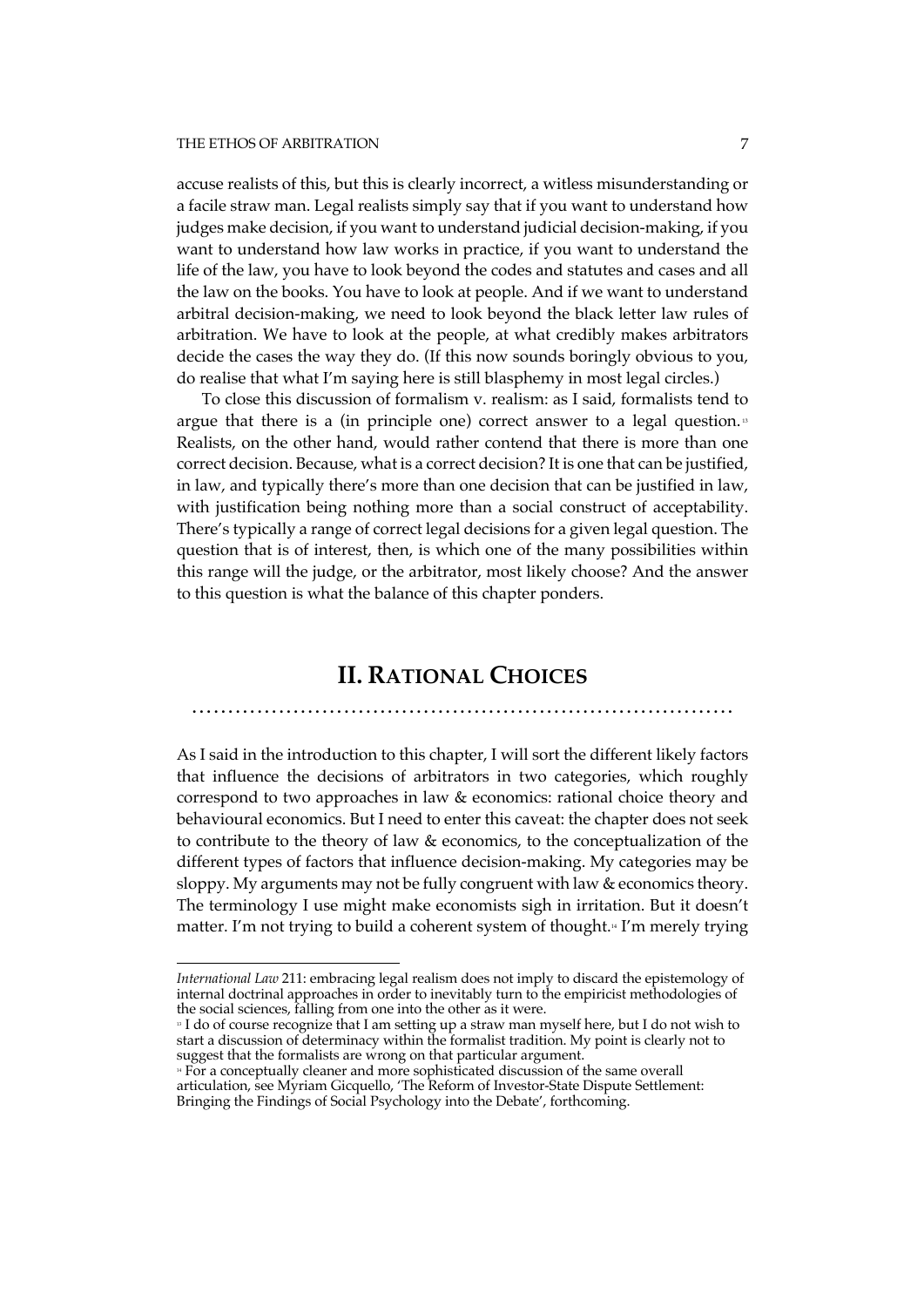accuse realists of this, but this is clearly incorrect, a witless misunderstanding or a facile straw man. Legal realists simply say that if you want to understand how judges make decision, if you want to understand judicial decision-making, if you want to understand how law works in practice, if you want to understand the life of the law, you have to look beyond the codes and statutes and cases and all the law on the books. You have to look at people. And if we want to understand arbitral decision-making, we need to look beyond the black letter law rules of arbitration. We have to look at the people, at what credibly makes arbitrators decide the cases the way they do. (If this now sounds boringly obvious to you, do realise that what I'm saying here is still blasphemy in most legal circles.)

To close this discussion of formalism v. realism: as I said, formalists tend to argue that there is a (in principle one) correct answer to a legal question.[13] Realists, on the other hand, would rather contend that there is more than one correct decision. Because, what is a correct decision? It is one that can be justified, in law, and typically there's more than one decision that can be justified in law, with justification being nothing more than a social construct of acceptability. There's typically a range of correct legal decisions for a given legal question. The question that is of interest, then, is which one of the many possibilities within this range will the judge, or the arbitrator, most likely choose? And the answer to this question is what the balance of this chapter ponders.

## II. Rational Choices

As I said in the introduction to this chapter, I will sort the different likely factors that influence the decisions of arbitrators in two categories, which roughly correspond to two approaches in law & economics: rational choice theory and behavioural economics. But I need to enter this caveat: the chapter does not seek to contribute to the theory of law & economics, to the conceptualization of the different types of factors that influence decision-making. My categories may be sloppy. My arguments may not be fully congruent with law & economics theory. The terminology I use might make economists sigh in irritation. But it doesn't matter. I'm not trying to build a coherent system of thought.[14] I'm merely trying

---

*International Law* 211: embracing legal realism does not imply to discard the epistemology of internal doctrinal approaches in order to inevitably turn to the empiricist methodologies of the social sciences, falling from one into the other as it were.

[13] I do of course recognize that I am setting up a straw man myself here, but I do not wish to start a discussion of determinacy within the formalist tradition. My point is clearly not to suggest that the formalists are wrong on that particular argument.

[14] For a conceptually cleaner and more sophisticated discussion of the same overall articulation, see Myriam Gicquello, 'The Reform of Investor-State Dispute Settlement: Bringing the Findings of Social Psychology into the Debate', forthcoming.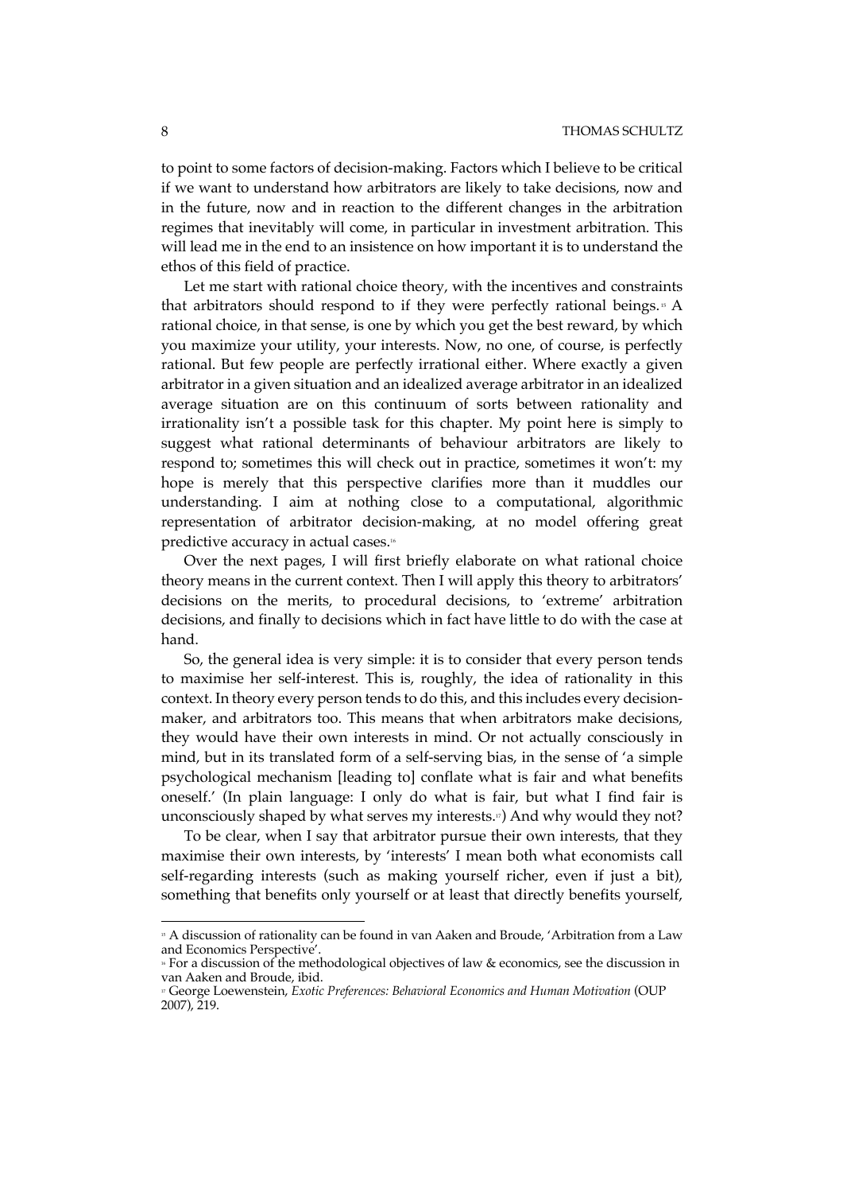to point to some factors of decision-making. Factors which I believe to be critical if we want to understand how arbitrators are likely to take decisions, now and in the future, now and in reaction to the different changes in the arbitration regimes that inevitably will come, in particular in investment arbitration. This will lead me in the end to an insistence on how important it is to understand the ethos of this field of practice.

Let me start with rational choice theory, with the incentives and constraints that arbitrators should respond to if they were perfectly rational beings.[15] A rational choice, in that sense, is one by which you get the best reward, by which you maximize your utility, your interests. Now, no one, of course, is perfectly rational. But few people are perfectly irrational either. Where exactly a given arbitrator in a given situation and an idealized average arbitrator in an idealized average situation are on this continuum of sorts between rationality and irrationality isn't a possible task for this chapter. My point here is simply to suggest what rational determinants of behaviour arbitrators are likely to respond to; sometimes this will check out in practice, sometimes it won't: my hope is merely that this perspective clarifies more than it muddles our understanding. I aim at nothing close to a computational, algorithmic representation of arbitrator decision-making, at no model offering great predictive accuracy in actual cases.[16]

Over the next pages, I will first briefly elaborate on what rational choice theory means in the current context. Then I will apply this theory to arbitrators' decisions on the merits, to procedural decisions, to 'extreme' arbitration decisions, and finally to decisions which in fact have little to do with the case at hand.

So, the general idea is very simple: it is to consider that every person tends to maximise her self-interest. This is, roughly, the idea of rationality in this context. In theory every person tends to do this, and this includes every decision-maker, and arbitrators too. This means that when arbitrators make decisions, they would have their own interests in mind. Or not actually consciously in mind, but in its translated form of a self-serving bias, in the sense of 'a simple psychological mechanism [leading to] conflate what is fair and what benefits oneself.' (In plain language: I only do what is fair, but what I find fair is unconsciously shaped by what serves my interests.[17]) And why would they not?

To be clear, when I say that arbitrator pursue their own interests, that they maximise their own interests, by 'interests' I mean both what economists call self-regarding interests (such as making yourself richer, even if just a bit), something that benefits only yourself or at least that directly benefits yourself,

---

[15] A discussion of rationality can be found in van Aaken and Broude, 'Arbitration from a Law and Economics Perspective'.

[16] For a discussion of the methodological objectives of law & economics, see the discussion in van Aaken and Broude, ibid.

[17] George Loewenstein, *Exotic Preferences: Behavioral Economics and Human Motivation* (OUP 2007), 219.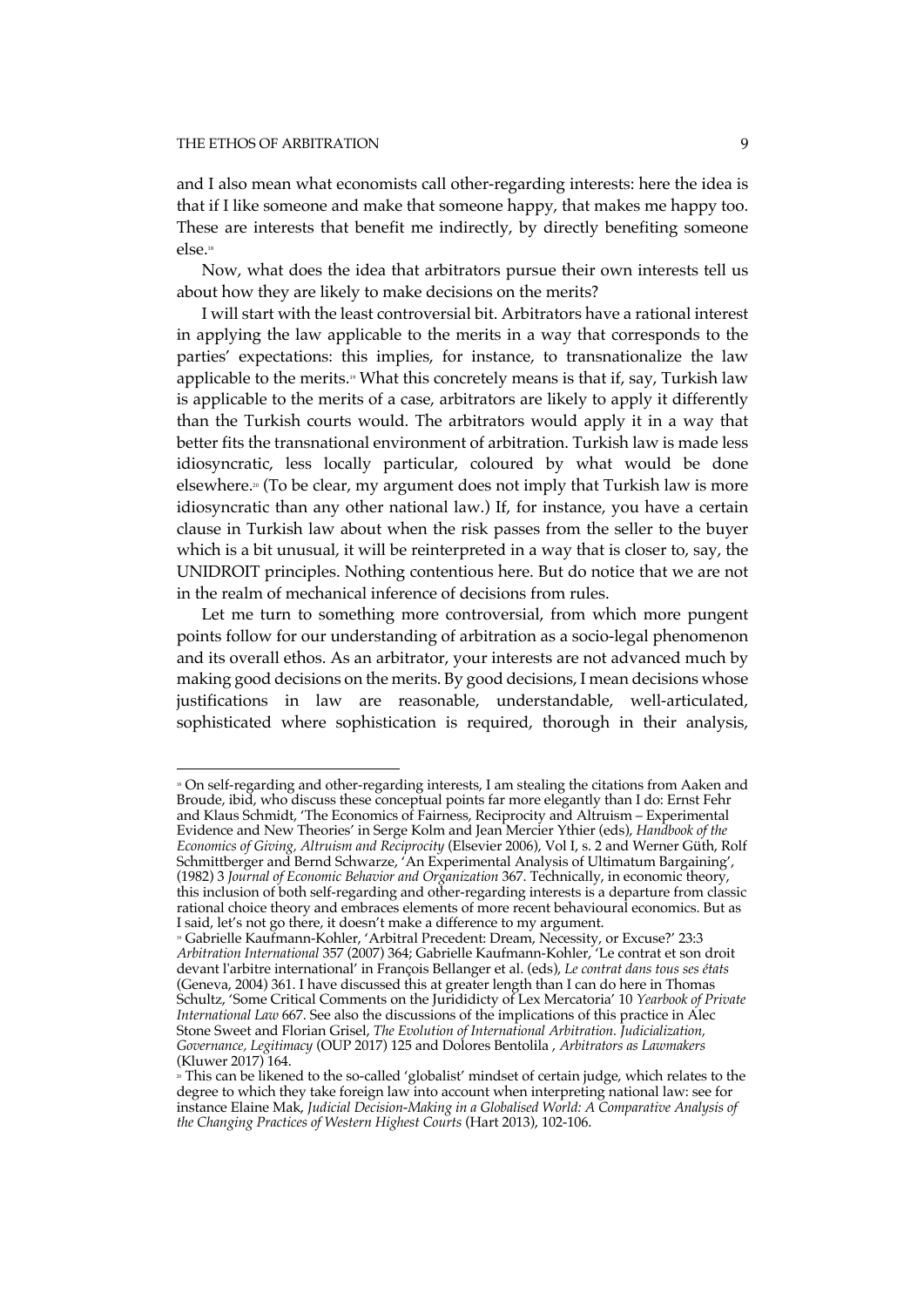and I also mean what economists call other-regarding interests: here the idea is that if I like someone and make that someone happy, that makes me happy too. These are interests that benefit me indirectly, by directly benefiting someone else.[18]

Now, what does the idea that arbitrators pursue their own interests tell us about how they are likely to make decisions on the merits?

I will start with the least controversial bit. Arbitrators have a rational interest in applying the law applicable to the merits in a way that corresponds to the parties' expectations: this implies, for instance, to transnationalize the law applicable to the merits.[19] What this concretely means is that if, say, Turkish law is applicable to the merits of a case, arbitrators are likely to apply it differently than the Turkish courts would. The arbitrators would apply it in a way that better fits the transnational environment of arbitration. Turkish law is made less idiosyncratic, less locally particular, coloured by what would be done elsewhere.[20] (To be clear, my argument does not imply that Turkish law is more idiosyncratic than any other national law.) If, for instance, you have a certain clause in Turkish law about when the risk passes from the seller to the buyer which is a bit unusual, it will be reinterpreted in a way that is closer to, say, the UNIDROIT principles. Nothing contentious here. But do notice that we are not in the realm of mechanical inference of decisions from rules.

Let me turn to something more controversial, from which more pungent points follow for our understanding of arbitration as a socio-legal phenomenon and its overall ethos. As an arbitrator, your interests are not advanced much by making good decisions on the merits. By good decisions, I mean decisions whose justifications in law are reasonable, understandable, well-articulated, sophisticated where sophistication is required, thorough in their analysis,

---

[18] On self-regarding and other-regarding interests, I am stealing the citations from Aaken and Broude, ibid, who discuss these conceptual points far more elegantly than I do: Ernst Fehr and Klaus Schmidt, 'The Economics of Fairness, Reciprocity and Altruism – Experimental Evidence and New Theories' in Serge Kolm and Jean Mercier Ythier (eds), *Handbook of the Economics of Giving, Altruism and Reciprocity* (Elsevier 2006), Vol I, s. 2 and Werner Güth, Rolf Schmittberger and Bernd Schwarze, 'An Experimental Analysis of Ultimatum Bargaining', (1982) 3 *Journal of Economic Behavior and Organization* 367. Technically, in economic theory, this inclusion of both self-regarding and other-regarding interests is a departure from classic rational choice theory and embraces elements of more recent behavioural economics. But as I said, let's not go there, it doesn't make a difference to my argument.

[19] Gabrielle Kaufmann-Kohler, 'Arbitral Precedent: Dream, Necessity, or Excuse?' 23:3 *Arbitration International* 357 (2007) 364; Gabrielle Kaufmann-Kohler, 'Le contrat et son droit devant l'arbitre international' in François Bellanger et al. (eds), *Le contrat dans tous ses états* (Geneva, 2004) 361. I have discussed this at greater length than I can do here in Thomas Schultz, 'Some Critical Comments on the Juridicity of Lex Mercatoria' 10 *Yearbook of Private International Law* 667. See also the discussions of the implications of this practice in Alec Stone Sweet and Florian Grisel, *The Evolution of International Arbitration. Judicialization, Governance, Legitimacy* (OUP 2017) 125 and Dolores Bentolila , *Arbitrators as Lawmakers* (Kluwer 2017) 164.

[20] This can be likened to the so-called 'globalist' mindset of certain judge, which relates to the degree to which they take foreign law into account when interpreting national law: see for instance Elaine Mak, *Judicial Decision-Making in a Globalised World: A Comparative Analysis of the Changing Practices of Western Highest Courts* (Hart 2013), 102-106.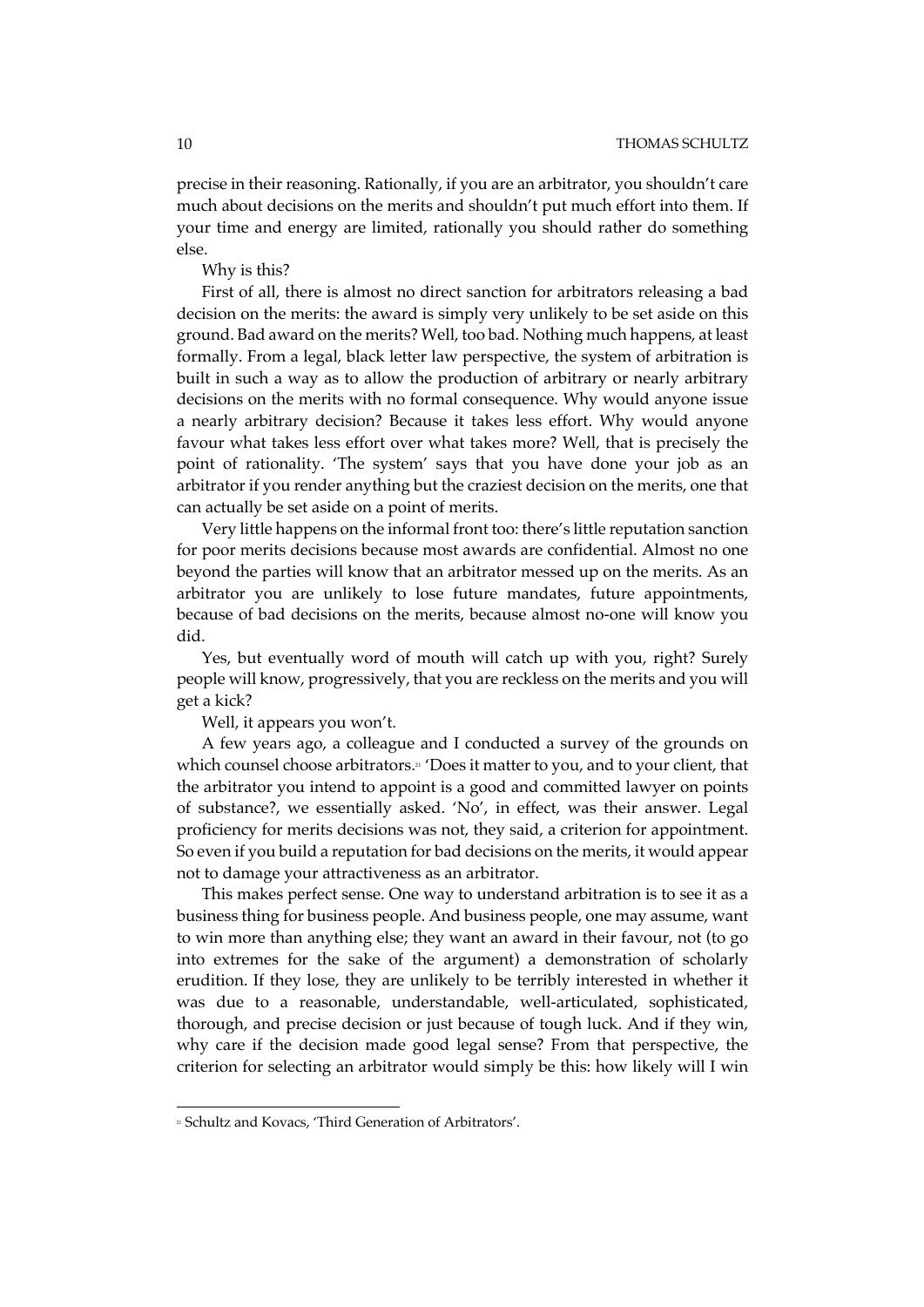precise in their reasoning. Rationally, if you are an arbitrator, you shouldn't care much about decisions on the merits and shouldn't put much effort into them. If your time and energy are limited, rationally you should rather do something else.

Why is this?

First of all, there is almost no direct sanction for arbitrators releasing a bad decision on the merits: the award is simply very unlikely to be set aside on this ground. Bad award on the merits? Well, too bad. Nothing much happens, at least formally. From a legal, black letter law perspective, the system of arbitration is built in such a way as to allow the production of arbitrary or nearly arbitrary decisions on the merits with no formal consequence. Why would anyone issue a nearly arbitrary decision? Because it takes less effort. Why would anyone favour what takes less effort over what takes more? Well, that is precisely the point of rationality. 'The system' says that you have done your job as an arbitrator if you render anything but the craziest decision on the merits, one that can actually be set aside on a point of merits.

Very little happens on the informal front too: there's little reputation sanction for poor merits decisions because most awards are confidential. Almost no one beyond the parties will know that an arbitrator messed up on the merits. As an arbitrator you are unlikely to lose future mandates, future appointments, because of bad decisions on the merits, because almost no-one will know you did.

Yes, but eventually word of mouth will catch up with you, right? Surely people will know, progressively, that you are reckless on the merits and you will get a kick?

Well, it appears you won't.

A few years ago, a colleague and I conducted a survey of the grounds on which counsel choose arbitrators.[21] 'Does it matter to you, and to your client, that the arbitrator you intend to appoint is a good and committed lawyer on points of substance?, we essentially asked. 'No', in effect, was their answer. Legal proficiency for merits decisions was not, they said, a criterion for appointment. So even if you build a reputation for bad decisions on the merits, it would appear not to damage your attractiveness as an arbitrator.

This makes perfect sense. One way to understand arbitration is to see it as a business thing for business people. And business people, one may assume, want to win more than anything else; they want an award in their favour, not (to go into extremes for the sake of the argument) a demonstration of scholarly erudition. If they lose, they are unlikely to be terribly interested in whether it was due to a reasonable, understandable, well-articulated, sophisticated, thorough, and precise decision or just because of tough luck. And if they win, why care if the decision made good legal sense? From that perspective, the criterion for selecting an arbitrator would simply be this: how likely will I win

[21] Schultz and Kovacs, 'Third Generation of Arbitrators'.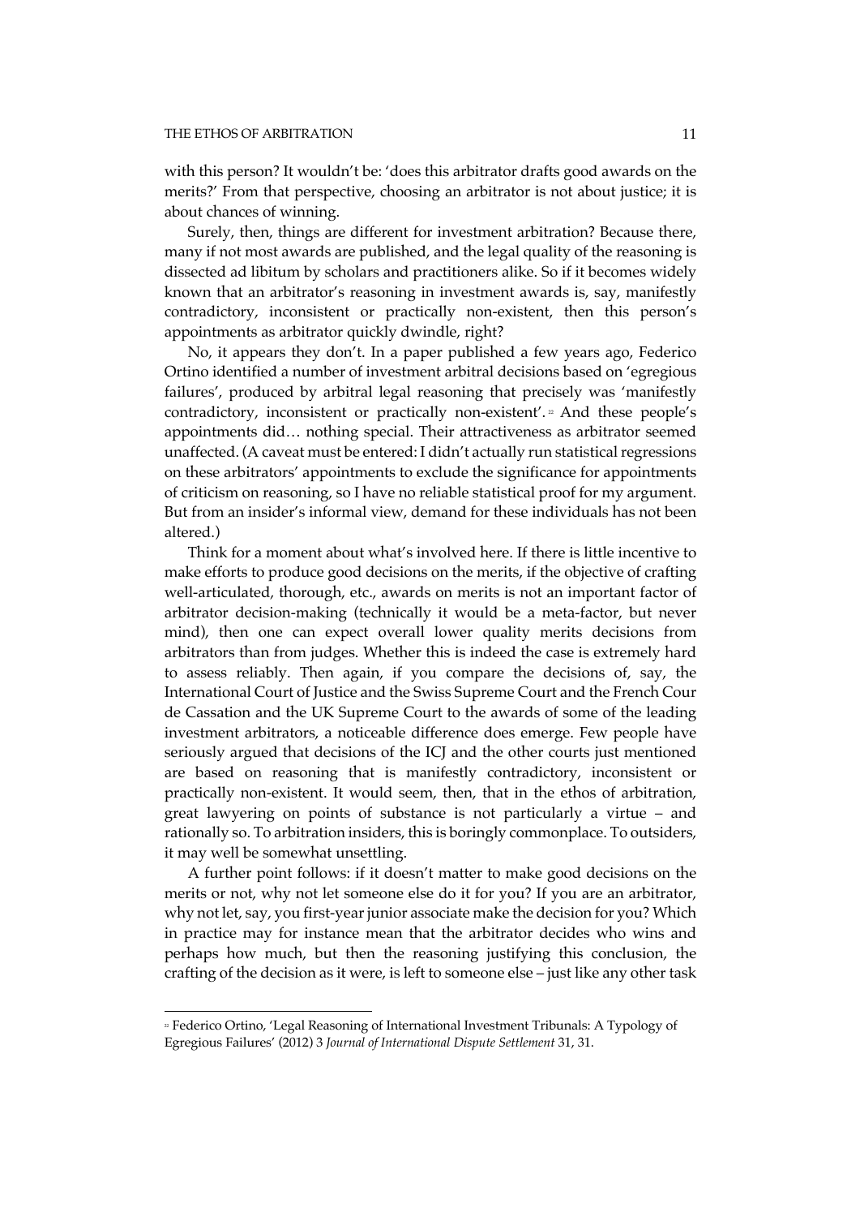with this person? It wouldn't be: 'does this arbitrator drafts good awards on the merits?' From that perspective, choosing an arbitrator is not about justice; it is about chances of winning.

Surely, then, things are different for investment arbitration? Because there, many if not most awards are published, and the legal quality of the reasoning is dissected ad libitum by scholars and practitioners alike. So if it becomes widely known that an arbitrator's reasoning in investment awards is, say, manifestly contradictory, inconsistent or practically non-existent, then this person's appointments as arbitrator quickly dwindle, right?

No, it appears they don't. In a paper published a few years ago, Federico Ortino identified a number of investment arbitral decisions based on 'egregious failures', produced by arbitral legal reasoning that precisely was 'manifestly contradictory, inconsistent or practically non-existent'.[22] And these people's appointments did… nothing special. Their attractiveness as arbitrator seemed unaffected. (A caveat must be entered: I didn't actually run statistical regressions on these arbitrators' appointments to exclude the significance for appointments of criticism on reasoning, so I have no reliable statistical proof for my argument. But from an insider's informal view, demand for these individuals has not been altered.)

Think for a moment about what's involved here. If there is little incentive to make efforts to produce good decisions on the merits, if the objective of crafting well-articulated, thorough, etc., awards on merits is not an important factor of arbitrator decision-making (technically it would be a meta-factor, but never mind), then one can expect overall lower quality merits decisions from arbitrators than from judges. Whether this is indeed the case is extremely hard to assess reliably. Then again, if you compare the decisions of, say, the International Court of Justice and the Swiss Supreme Court and the French Cour de Cassation and the UK Supreme Court to the awards of some of the leading investment arbitrators, a noticeable difference does emerge. Few people have seriously argued that decisions of the ICJ and the other courts just mentioned are based on reasoning that is manifestly contradictory, inconsistent or practically non-existent. It would seem, then, that in the ethos of arbitration, great lawyering on points of substance is not particularly a virtue – and rationally so. To arbitration insiders, this is boringly commonplace. To outsiders, it may well be somewhat unsettling.

A further point follows: if it doesn't matter to make good decisions on the merits or not, why not let someone else do it for you? If you are an arbitrator, why not let, say, you first-year junior associate make the decision for you? Which in practice may for instance mean that the arbitrator decides who wins and perhaps how much, but then the reasoning justifying this conclusion, the crafting of the decision as it were, is left to someone else – just like any other task

[22] Federico Ortino, 'Legal Reasoning of International Investment Tribunals: A Typology of Egregious Failures' (2012) 3 *Journal of International Dispute Settlement* 31, 31.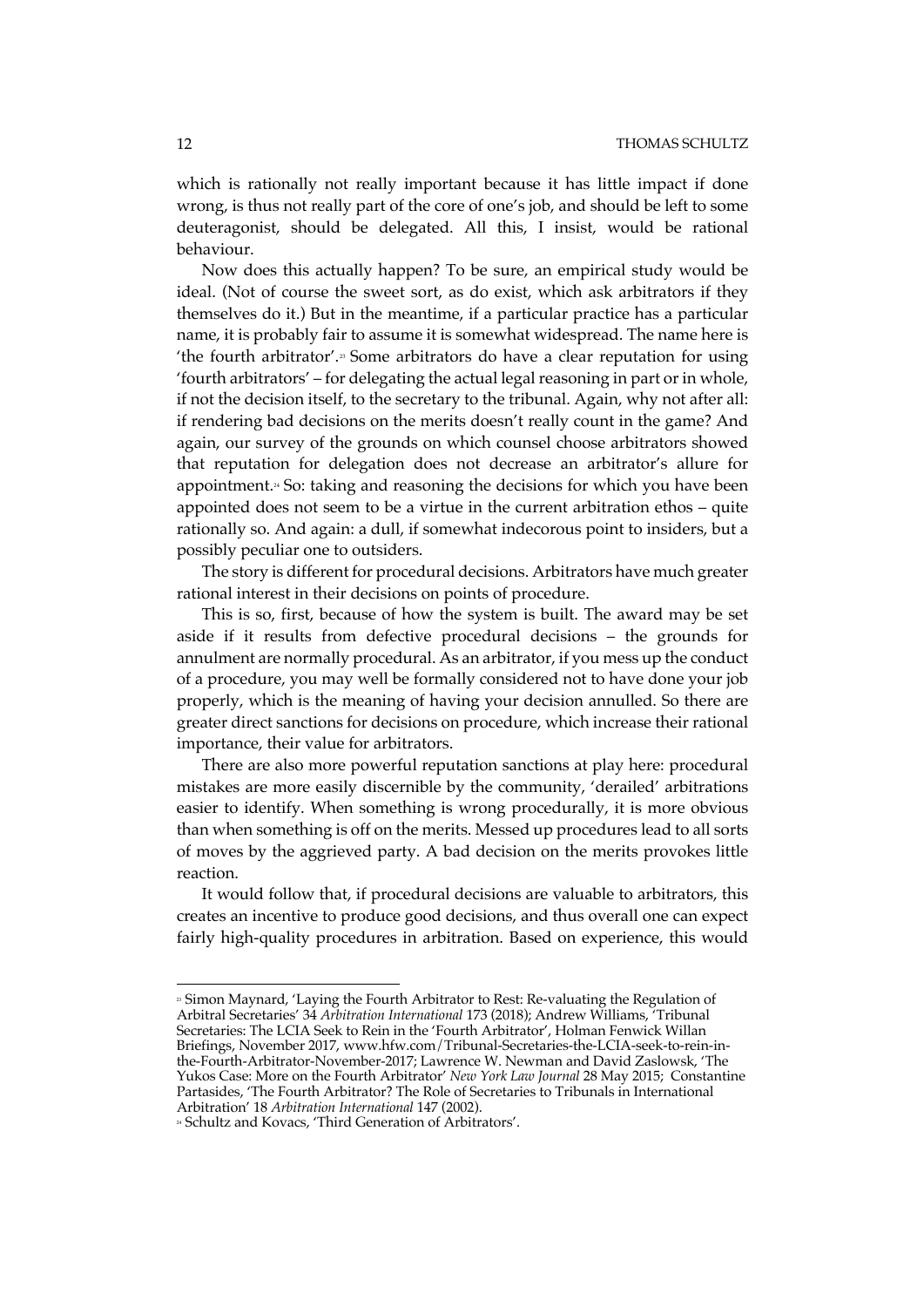which is rationally not really important because it has little impact if done wrong, is thus not really part of the core of one's job, and should be left to some deuteragonist, should be delegated. All this, I insist, would be rational behaviour.

Now does this actually happen? To be sure, an empirical study would be ideal. (Not of course the sweet sort, as do exist, which ask arbitrators if they themselves do it.) But in the meantime, if a particular practice has a particular name, it is probably fair to assume it is somewhat widespread. The name here is 'the fourth arbitrator'.[23] Some arbitrators do have a clear reputation for using 'fourth arbitrators' – for delegating the actual legal reasoning in part or in whole, if not the decision itself, to the secretary to the tribunal. Again, why not after all: if rendering bad decisions on the merits doesn't really count in the game? And again, our survey of the grounds on which counsel choose arbitrators showed that reputation for delegation does not decrease an arbitrator's allure for appointment.[24] So: taking and reasoning the decisions for which you have been appointed does not seem to be a virtue in the current arbitration ethos – quite rationally so. And again: a dull, if somewhat indecorous point to insiders, but a possibly peculiar one to outsiders.

The story is different for procedural decisions. Arbitrators have much greater rational interest in their decisions on points of procedure.

This is so, first, because of how the system is built. The award may be set aside if it results from defective procedural decisions – the grounds for annulment are normally procedural. As an arbitrator, if you mess up the conduct of a procedure, you may well be formally considered not to have done your job properly, which is the meaning of having your decision annulled. So there are greater direct sanctions for decisions on procedure, which increase their rational importance, their value for arbitrators.

There are also more powerful reputation sanctions at play here: procedural mistakes are more easily discernible by the community, 'derailed' arbitrations easier to identify. When something is wrong procedurally, it is more obvious than when something is off on the merits. Messed up procedures lead to all sorts of moves by the aggrieved party. A bad decision on the merits provokes little reaction.

It would follow that, if procedural decisions are valuable to arbitrators, this creates an incentive to produce good decisions, and thus overall one can expect fairly high-quality procedures in arbitration. Based on experience, this would

---

[23] Simon Maynard, 'Laying the Fourth Arbitrator to Rest: Re-valuating the Regulation of Arbitral Secretaries' 34 *Arbitration International* 173 (2018); Andrew Williams, 'Tribunal Secretaries: The LCIA Seek to Rein in the 'Fourth Arbitrator', Holman Fenwick Willan Briefings, November 2017, www.hfw.com/Tribunal-Secretaries-the-LCIA-seek-to-rein-in-the-Fourth-Arbitrator-November-2017; Lawrence W. Newman and David Zaslowsk, 'The Yukos Case: More on the Fourth Arbitrator' *New York Law Journal* 28 May 2015; Constantine Partasides, 'The Fourth Arbitrator? The Role of Secretaries to Tribunals in International Arbitration' 18 *Arbitration International* 147 (2002).

[24] Schultz and Kovacs, 'Third Generation of Arbitrators'.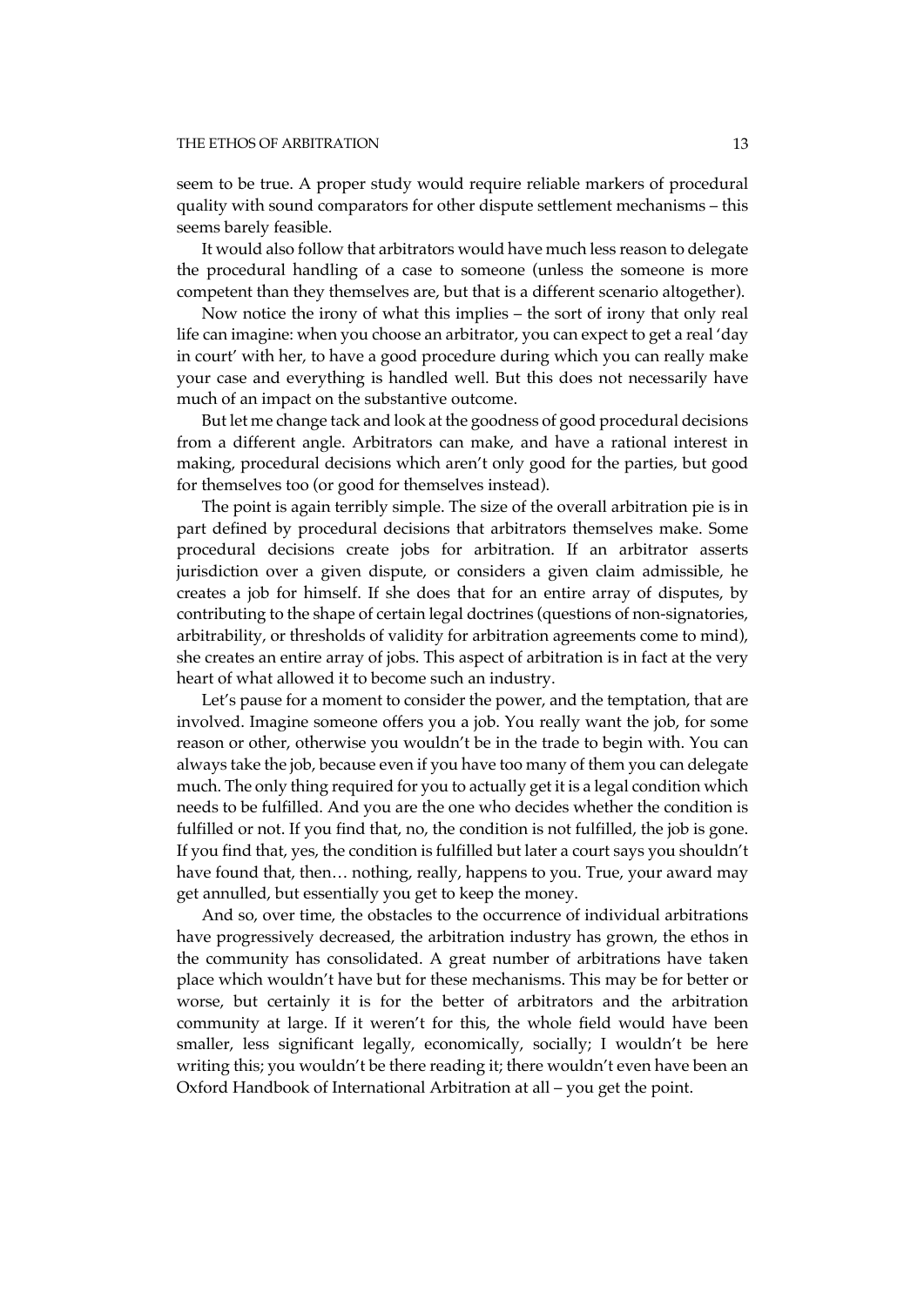seem to be true. A proper study would require reliable markers of procedural quality with sound comparators for other dispute settlement mechanisms – this seems barely feasible.

It would also follow that arbitrators would have much less reason to delegate the procedural handling of a case to someone (unless the someone is more competent than they themselves are, but that is a different scenario altogether).

Now notice the irony of what this implies – the sort of irony that only real life can imagine: when you choose an arbitrator, you can expect to get a real 'day in court' with her, to have a good procedure during which you can really make your case and everything is handled well. But this does not necessarily have much of an impact on the substantive outcome.

But let me change tack and look at the goodness of good procedural decisions from a different angle. Arbitrators can make, and have a rational interest in making, procedural decisions which aren't only good for the parties, but good for themselves too (or good for themselves instead).

The point is again terribly simple. The size of the overall arbitration pie is in part defined by procedural decisions that arbitrators themselves make. Some procedural decisions create jobs for arbitration. If an arbitrator asserts jurisdiction over a given dispute, or considers a given claim admissible, he creates a job for himself. If she does that for an entire array of disputes, by contributing to the shape of certain legal doctrines (questions of non-signatories, arbitrability, or thresholds of validity for arbitration agreements come to mind), she creates an entire array of jobs. This aspect of arbitration is in fact at the very heart of what allowed it to become such an industry.

Let's pause for a moment to consider the power, and the temptation, that are involved. Imagine someone offers you a job. You really want the job, for some reason or other, otherwise you wouldn't be in the trade to begin with. You can always take the job, because even if you have too many of them you can delegate much. The only thing required for you to actually get it is a legal condition which needs to be fulfilled. And you are the one who decides whether the condition is fulfilled or not. If you find that, no, the condition is not fulfilled, the job is gone. If you find that, yes, the condition is fulfilled but later a court says you shouldn't have found that, then… nothing, really, happens to you. True, your award may get annulled, but essentially you get to keep the money.

And so, over time, the obstacles to the occurrence of individual arbitrations have progressively decreased, the arbitration industry has grown, the ethos in the community has consolidated. A great number of arbitrations have taken place which wouldn't have but for these mechanisms. This may be for better or worse, but certainly it is for the better of arbitrators and the arbitration community at large. If it weren't for this, the whole field would have been smaller, less significant legally, economically, socially; I wouldn't be here writing this; you wouldn't be there reading it; there wouldn't even have been an Oxford Handbook of International Arbitration at all – you get the point.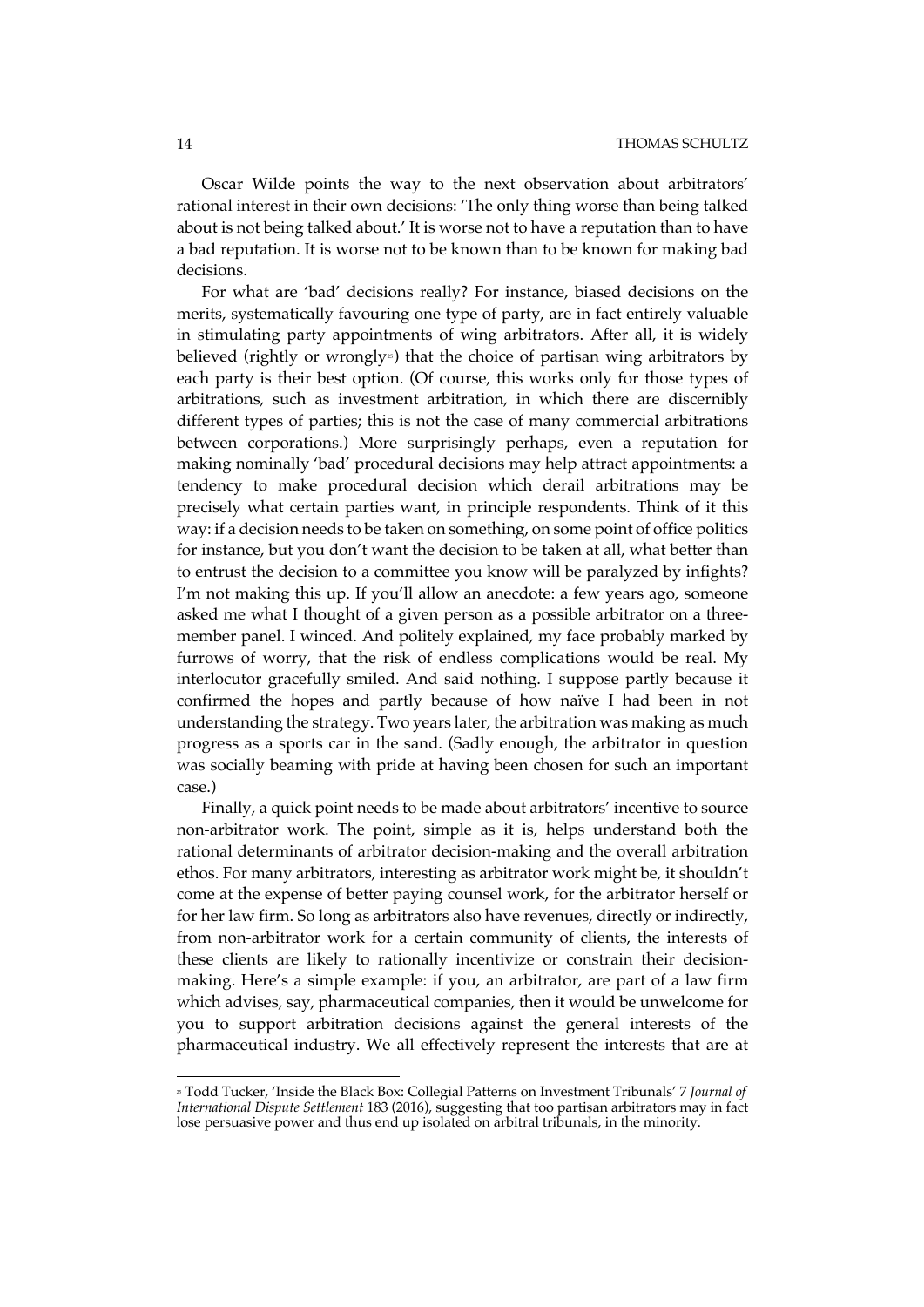Oscar Wilde points the way to the next observation about arbitrators' rational interest in their own decisions: 'The only thing worse than being talked about is not being talked about.' It is worse not to have a reputation than to have a bad reputation. It is worse not to be known than to be known for making bad decisions.

For what are 'bad' decisions really? For instance, biased decisions on the merits, systematically favouring one type of party, are in fact entirely valuable in stimulating party appointments of wing arbitrators. After all, it is widely believed (rightly or wrongly[23]) that the choice of partisan wing arbitrators by each party is their best option. (Of course, this works only for those types of arbitrations, such as investment arbitration, in which there are discernibly different types of parties; this is not the case of many commercial arbitrations between corporations.) More surprisingly perhaps, even a reputation for making nominally 'bad' procedural decisions may help attract appointments: a tendency to make procedural decision which derail arbitrations may be precisely what certain parties want, in principle respondents. Think of it this way: if a decision needs to be taken on something, on some point of office politics for instance, but you don't want the decision to be taken at all, what better than to entrust the decision to a committee you know will be paralyzed by infights? I'm not making this up. If you'll allow an anecdote: a few years ago, someone asked me what I thought of a given person as a possible arbitrator on a three-member panel. I winced. And politely explained, my face probably marked by furrows of worry, that the risk of endless complications would be real. My interlocutor gracefully smiled. And said nothing. I suppose partly because it confirmed the hopes and partly because of how naïve I had been in not understanding the strategy. Two years later, the arbitration was making as much progress as a sports car in the sand. (Sadly enough, the arbitrator in question was socially beaming with pride at having been chosen for such an important case.)

Finally, a quick point needs to be made about arbitrators' incentive to source non-arbitrator work. The point, simple as it is, helps understand both the rational determinants of arbitrator decision-making and the overall arbitration ethos. For many arbitrators, interesting as arbitrator work might be, it shouldn't come at the expense of better paying counsel work, for the arbitrator herself or for her law firm. So long as arbitrators also have revenues, directly or indirectly, from non-arbitrator work for a certain community of clients, the interests of these clients are likely to rationally incentivize or constrain their decision-making. Here's a simple example: if you, an arbitrator, are part of a law firm which advises, say, pharmaceutical companies, then it would be unwelcome for you to support arbitration decisions against the general interests of the pharmaceutical industry. We all effectively represent the interests that are at

---

[23] Todd Tucker, 'Inside the Black Box: Collegial Patterns on Investment Tribunals' 7 *Journal of International Dispute Settlement* 183 (2016), suggesting that too partisan arbitrators may in fact lose persuasive power and thus end up isolated on arbitral tribunals, in the minority.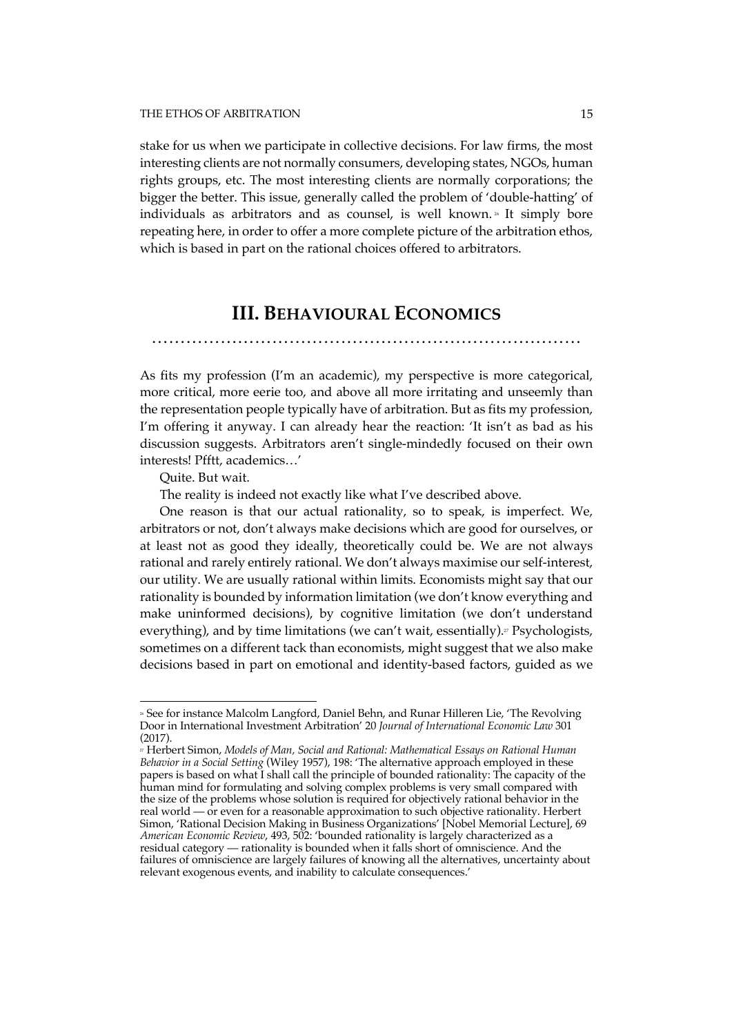stake for us when we participate in collective decisions. For law firms, the most interesting clients are not normally consumers, developing states, NGOs, human rights groups, etc. The most interesting clients are normally corporations; the bigger the better. This issue, generally called the problem of 'double-hatting' of individuals as arbitrators and as counsel, is well known.[26] It simply bore repeating here, in order to offer a more complete picture of the arbitration ethos, which is based in part on the rational choices offered to arbitrators.

## III. BEHAVIOURAL ECONOMICS

As fits my profession (I'm an academic), my perspective is more categorical, more critical, more eerie too, and above all more irritating and unseemly than the representation people typically have of arbitration. But as fits my profession, I'm offering it anyway. I can already hear the reaction: 'It isn't as bad as his discussion suggests. Arbitrators aren't single-mindedly focused on their own interests! Pfftt, academics…'

Quite. But wait.

The reality is indeed not exactly like what I've described above.

One reason is that our actual rationality, so to speak, is imperfect. We, arbitrators or not, don't always make decisions which are good for ourselves, or at least not as good they ideally, theoretically could be. We are not always rational and rarely entirely rational. We don't always maximise our self-interest, our utility. We are usually rational within limits. Economists might say that our rationality is bounded by information limitation (we don't know everything and make uninformed decisions), by cognitive limitation (we don't understand everything), and by time limitations (we can't wait, essentially).[27] Psychologists, sometimes on a different tack than economists, might suggest that we also make decisions based in part on emotional and identity-based factors, guided as we

---

[26] See for instance Malcolm Langford, Daniel Behn, and Runar Hilleren Lie, 'The Revolving Door in International Investment Arbitration' 20 *Journal of International Economic Law* 301 (2017).

[27] Herbert Simon, *Models of Man, Social and Rational: Mathematical Essays on Rational Human Behavior in a Social Setting* (Wiley 1957), 198: 'The alternative approach employed in these papers is based on what I shall call the principle of bounded rationality: The capacity of the human mind for formulating and solving complex problems is very small compared with the size of the problems whose solution is required for objectively rational behavior in the real world — or even for a reasonable approximation to such objective rationality. Herbert Simon, 'Rational Decision Making in Business Organizations' [Nobel Memorial Lecture], 69 *American Economic Review*, 493, 502: 'bounded rationality is largely characterized as a residual category — rationality is bounded when it falls short of omniscience. And the failures of omniscience are largely failures of knowing all the alternatives, uncertainty about relevant exogenous events, and inability to calculate consequences.'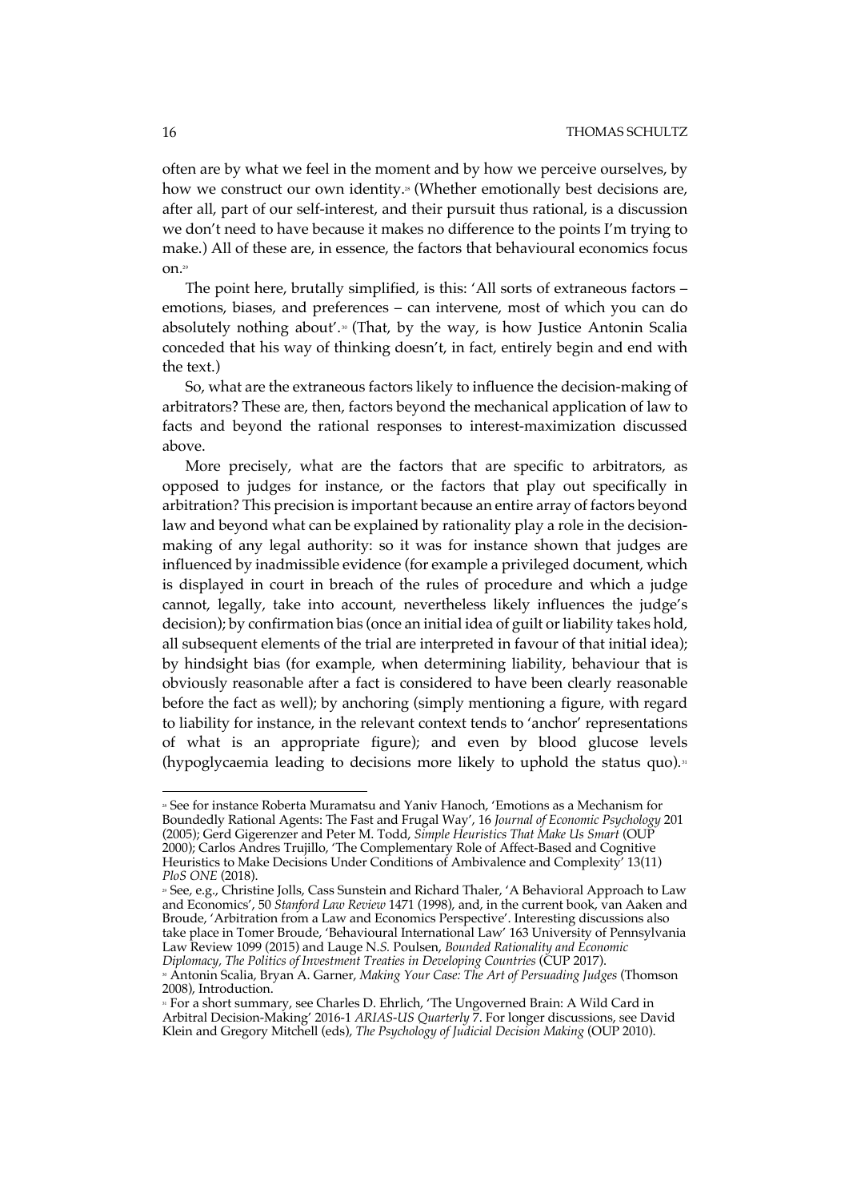often are by what we feel in the moment and by how we perceive ourselves, by how we construct our own identity.[28] (Whether emotionally best decisions are, after all, part of our self-interest, and their pursuit thus rational, is a discussion we don't need to have because it makes no difference to the points I'm trying to make.) All of these are, in essence, the factors that behavioural economics focus on.[29]

The point here, brutally simplified, is this: 'All sorts of extraneous factors – emotions, biases, and preferences – can intervene, most of which you can do absolutely nothing about'.[30] (That, by the way, is how Justice Antonin Scalia conceded that his way of thinking doesn't, in fact, entirely begin and end with the text.)

So, what are the extraneous factors likely to influence the decision-making of arbitrators? These are, then, factors beyond the mechanical application of law to facts and beyond the rational responses to interest-maximization discussed above.

More precisely, what are the factors that are specific to arbitrators, as opposed to judges for instance, or the factors that play out specifically in arbitration? This precision is important because an entire array of factors beyond law and beyond what can be explained by rationality play a role in the decision-making of any legal authority: so it was for instance shown that judges are influenced by inadmissible evidence (for example a privileged document, which is displayed in court in breach of the rules of procedure and which a judge cannot, legally, take into account, nevertheless likely influences the judge's decision); by confirmation bias (once an initial idea of guilt or liability takes hold, all subsequent elements of the trial are interpreted in favour of that initial idea); by hindsight bias (for example, when determining liability, behaviour that is obviously reasonable after a fact is considered to have been clearly reasonable before the fact as well); by anchoring (simply mentioning a figure, with regard to liability for instance, in the relevant context tends to 'anchor' representations of what is an appropriate figure); and even by blood glucose levels (hypoglycaemia leading to decisions more likely to uphold the status quo).[31]

---

[28] See for instance Roberta Muramatsu and Yaniv Hanoch, 'Emotions as a Mechanism for Boundedly Rational Agents: The Fast and Frugal Way', 16 *Journal of Economic Psychology* 201 (2005); Gerd Gigerenzer and Peter M. Todd, *Simple Heuristics That Make Us Smart* (OUP 2000); Carlos Andres Trujillo, 'The Complementary Role of Affect-Based and Cognitive Heuristics to Make Decisions Under Conditions of Ambivalence and Complexity' 13(11) *PloS ONE* (2018).

[29] See, e.g., Christine Jolls, Cass Sunstein and Richard Thaler, 'A Behavioral Approach to Law and Economics', 50 *Stanford Law Review* 1471 (1998), and, in the current book, van Aaken and Broude, 'Arbitration from a Law and Economics Perspective'. Interesting discussions also take place in Tomer Broude, 'Behavioural International Law' 163 University of Pennsylvania Law Review 1099 (2015) and Lauge N.S. Poulsen, *Bounded Rationality and Economic Diplomacy, The Politics of Investment Treaties in Developing Countries* (CUP 2017).

[30] Antonin Scalia, Bryan A. Garner, *Making Your Case: The Art of Persuading Judges* (Thomson 2008), Introduction.

[31] For a short summary, see Charles D. Ehrlich, 'The Ungoverned Brain: A Wild Card in Arbitral Decision-Making' 2016-1 *ARIAS-US Quarterly* 7. For longer discussions, see David Klein and Gregory Mitchell (eds), *The Psychology of Judicial Decision Making* (OUP 2010).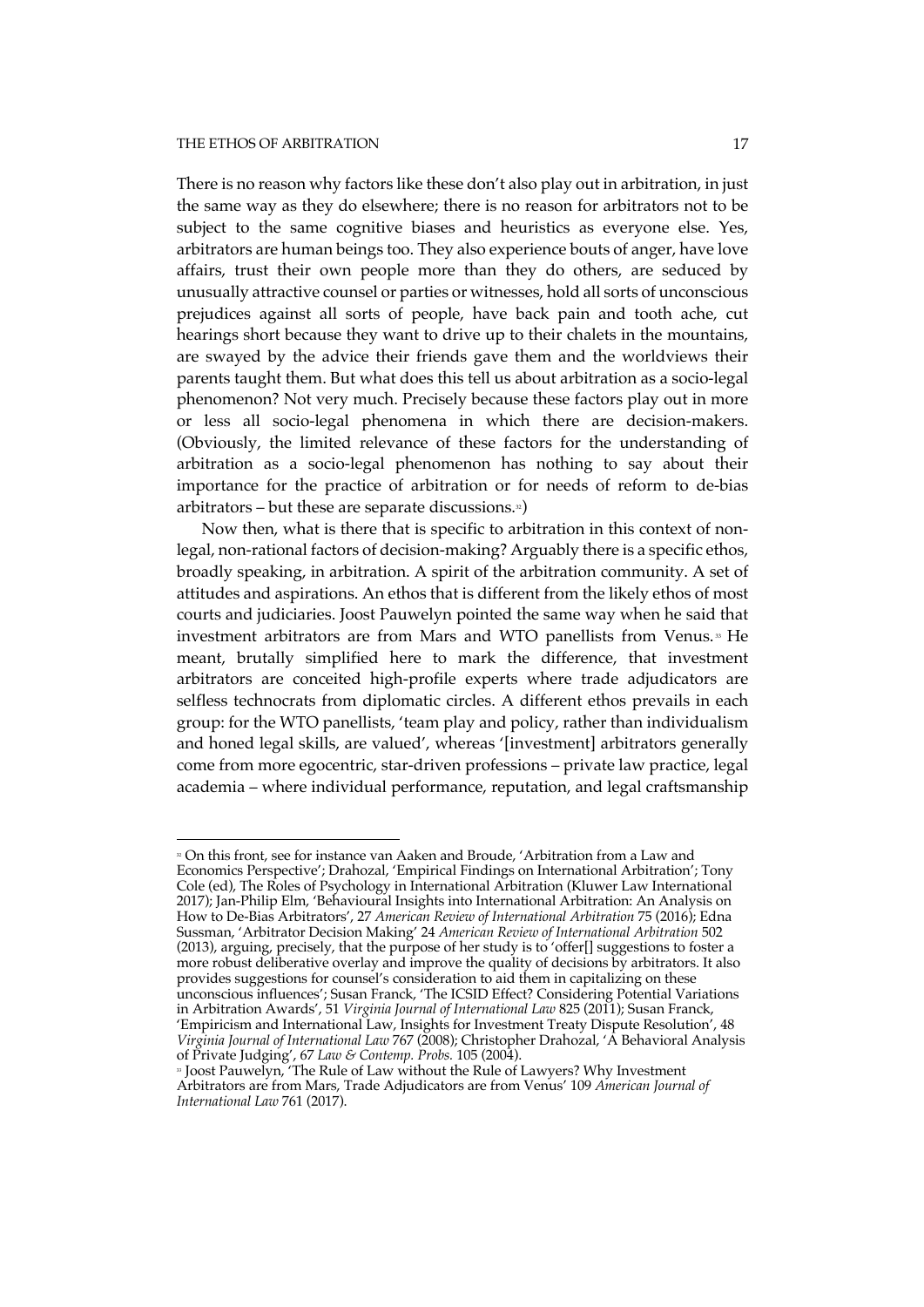There is no reason why factors like these don't also play out in arbitration, in just the same way as they do elsewhere; there is no reason for arbitrators not to be subject to the same cognitive biases and heuristics as everyone else. Yes, arbitrators are human beings too. They also experience bouts of anger, have love affairs, trust their own people more than they do others, are seduced by unusually attractive counsel or parties or witnesses, hold all sorts of unconscious prejudices against all sorts of people, have back pain and tooth ache, cut hearings short because they want to drive up to their chalets in the mountains, are swayed by the advice their friends gave them and the worldviews their parents taught them. But what does this tell us about arbitration as a socio-legal phenomenon? Not very much. Precisely because these factors play out in more or less all socio-legal phenomena in which there are decision-makers. (Obviously, the limited relevance of these factors for the understanding of arbitration as a socio-legal phenomenon has nothing to say about their importance for the practice of arbitration or for needs of reform to de-bias arbitrators – but these are separate discussions.[32])

Now then, what is there that is specific to arbitration in this context of non-legal, non-rational factors of decision-making? Arguably there is a specific ethos, broadly speaking, in arbitration. A spirit of the arbitration community. A set of attitudes and aspirations. An ethos that is different from the likely ethos of most courts and judiciaries. Joost Pauwelyn pointed the same way when he said that investment arbitrators are from Mars and WTO panellists from Venus.[33] He meant, brutally simplified here to mark the difference, that investment arbitrators are conceited high-profile experts where trade adjudicators are selfless technocrats from diplomatic circles. A different ethos prevails in each group: for the WTO panellists, 'team play and policy, rather than individualism and honed legal skills, are valued', whereas '[investment] arbitrators generally come from more egocentric, star-driven professions – private law practice, legal academia – where individual performance, reputation, and legal craftsmanship

---

[32] On this front, see for instance van Aaken and Broude, 'Arbitration from a Law and Economics Perspective'; Drahozal, 'Empirical Findings on International Arbitration'; Tony Cole (ed), The Roles of Psychology in International Arbitration (Kluwer Law International 2017); Jan-Philip Elm, 'Behavioural Insights into International Arbitration: An Analysis on How to De-Bias Arbitrators', 27 *American Review of International Arbitration* 75 (2016); Edna Sussman, 'Arbitrator Decision Making' 24 *American Review of International Arbitration* 502 (2013), arguing, precisely, that the purpose of her study is to 'offer[] suggestions to foster a more robust deliberative overlay and improve the quality of decisions by arbitrators. It also provides suggestions for counsel's consideration to aid them in capitalizing on these unconscious influences'; Susan Franck, 'The ICSID Effect? Considering Potential Variations in Arbitration Awards', 51 *Virginia Journal of International Law* 825 (2011); Susan Franck, 'Empiricism and International Law, Insights for Investment Treaty Dispute Resolution', 48 *Virginia Journal of International Law* 767 (2008); Christopher Drahozal, 'A Behavioral Analysis of Private Judging', 67 *Law & Contemp. Probs.* 105 (2004).

[33] Joost Pauwelyn, 'The Rule of Law without the Rule of Lawyers? Why Investment Arbitrators are from Mars, Trade Adjudicators are from Venus' 109 *American Journal of International Law* 761 (2017).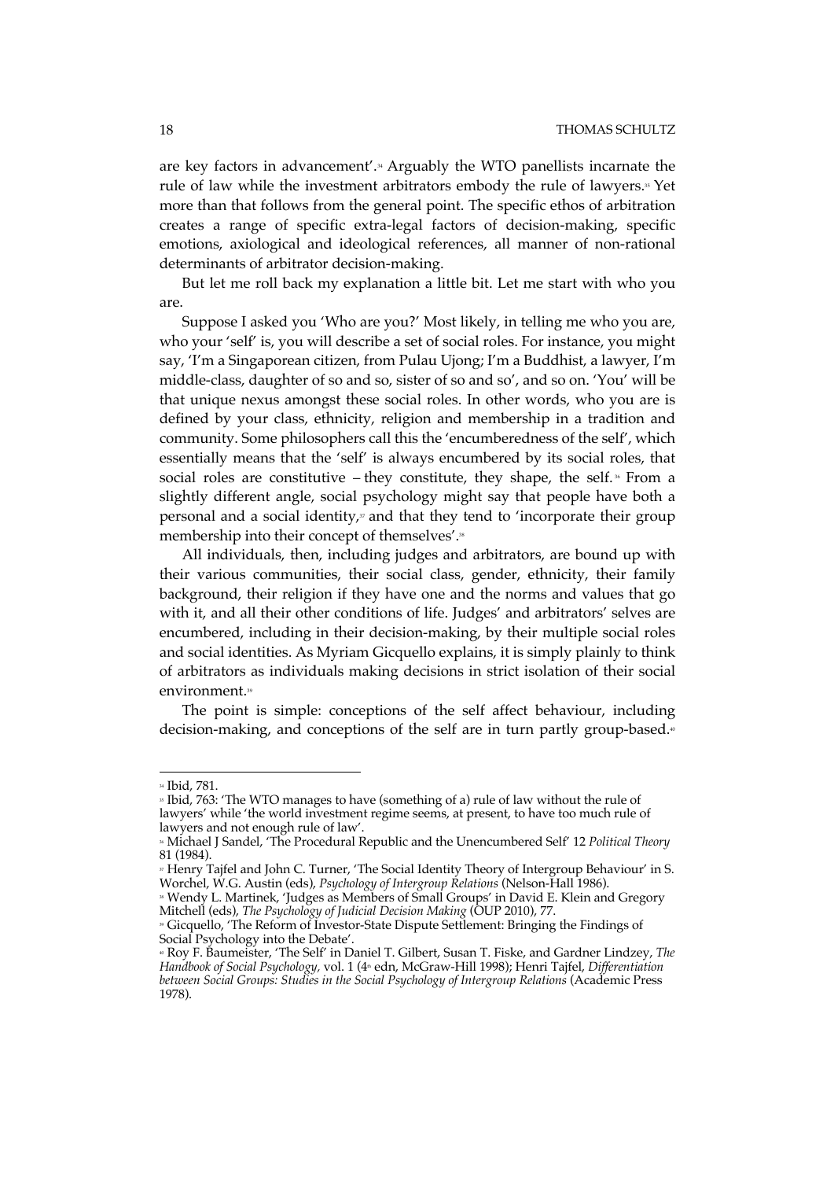are key factors in advancement'.[34] Arguably the WTO panellists incarnate the rule of law while the investment arbitrators embody the rule of lawyers.[35] Yet more than that follows from the general point. The specific ethos of arbitration creates a range of specific extra-legal factors of decision-making, specific emotions, axiological and ideological references, all manner of non-rational determinants of arbitrator decision-making.

But let me roll back my explanation a little bit. Let me start with who you are.

Suppose I asked you 'Who are you?' Most likely, in telling me who you are, who your 'self' is, you will describe a set of social roles. For instance, you might say, 'I'm a Singaporean citizen, from Pulau Ujong; I'm a Buddhist, a lawyer, I'm middle-class, daughter of so and so, sister of so and so', and so on. 'You' will be that unique nexus amongst these social roles. In other words, who you are is defined by your class, ethnicity, religion and membership in a tradition and community. Some philosophers call this the 'encumberedness of the self', which essentially means that the 'self' is always encumbered by its social roles, that social roles are constitutive – they constitute, they shape, the self.[36] From a slightly different angle, social psychology might say that people have both a personal and a social identity,[37] and that they tend to 'incorporate their group membership into their concept of themselves'.[38]

All individuals, then, including judges and arbitrators, are bound up with their various communities, their social class, gender, ethnicity, their family background, their religion if they have one and the norms and values that go with it, and all their other conditions of life. Judges' and arbitrators' selves are encumbered, including in their decision-making, by their multiple social roles and social identities. As Myriam Gicquello explains, it is simply plainly to think of arbitrators as individuals making decisions in strict isolation of their social environment.[39]

The point is simple: conceptions of the self affect behaviour, including decision-making, and conceptions of the self are in turn partly group-based.[40]

---

[34] Ibid, 781.

[35] Ibid, 763: 'The WTO manages to have (something of a) rule of law without the rule of lawyers' while 'the world investment regime seems, at present, to have too much rule of lawyers and not enough rule of law'.

[36] Michael J Sandel, 'The Procedural Republic and the Unencumbered Self' 12 *Political Theory* 81 (1984).

[37] Henry Tajfel and John C. Turner, 'The Social Identity Theory of Intergroup Behaviour' in S. Worchel, W.G. Austin (eds), *Psychology of Intergroup Relations* (Nelson-Hall 1986).

[38] Wendy L. Martinek, 'Judges as Members of Small Groups' in David E. Klein and Gregory Mitchell (eds), *The Psychology of Judicial Decision Making* (OUP 2010), 77.

[39] Gicquello, 'The Reform of Investor-State Dispute Settlement: Bringing the Findings of Social Psychology into the Debate'.

[40] Roy F. Baumeister, 'The Self' in Daniel T. Gilbert, Susan T. Fiske, and Gardner Lindzey, *The Handbook of Social Psychology*, vol. 1 (4th edn, McGraw-Hill 1998); Henri Tajfel, *Differentiation between Social Groups: Studies in the Social Psychology of Intergroup Relations* (Academic Press 1978).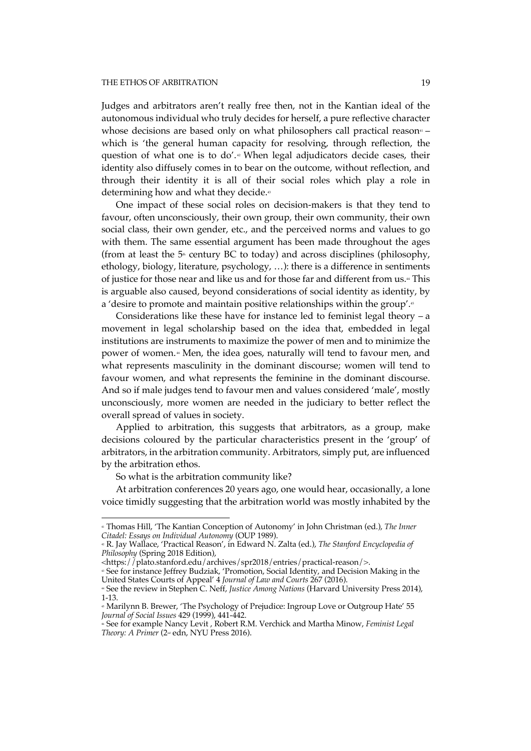Judges and arbitrators aren't really free then, not in the Kantian ideal of the autonomous individual who truly decides for herself, a pure reflective character whose decisions are based only on what philosophers call practical reason[41] – which is 'the general human capacity for resolving, through reflection, the question of what one is to do'.[42] When legal adjudicators decide cases, their identity also diffusely comes in to bear on the outcome, without reflection, and through their identity it is all of their social roles which play a role in determining how and what they decide.[43]

One impact of these social roles on decision-makers is that they tend to favour, often unconsciously, their own group, their own community, their own social class, their own gender, etc., and the perceived norms and values to go with them. The same essential argument has been made throughout the ages (from at least the 5th century BC to today) and across disciplines (philosophy, ethology, biology, literature, psychology, …): there is a difference in sentiments of justice for those near and like us and for those far and different from us.[44] This is arguable also caused, beyond considerations of social identity as identity, by a 'desire to promote and maintain positive relationships within the group'.[45]

Considerations like these have for instance led to feminist legal theory – a movement in legal scholarship based on the idea that, embedded in legal institutions are instruments to maximize the power of men and to minimize the power of women.[46] Men, the idea goes, naturally will tend to favour men, and what represents masculinity in the dominant discourse; women will tend to favour women, and what represents the feminine in the dominant discourse. And so if male judges tend to favour men and values considered 'male', mostly unconsciously, more women are needed in the judiciary to better reflect the overall spread of values in society.

Applied to arbitration, this suggests that arbitrators, as a group, make decisions coloured by the particular characteristics present in the 'group' of arbitrators, in the arbitration community. Arbitrators, simply put, are influenced by the arbitration ethos.

So what is the arbitration community like?

At arbitration conferences 20 years ago, one would hear, occasionally, a lone voice timidly suggesting that the arbitration world was mostly inhabited by the

---

[41] Thomas Hill, 'The Kantian Conception of Autonomy' in John Christman (ed.), *The Inner Citadel: Essays on Individual Autonomy* (OUP 1989).

[42] R. Jay Wallace, 'Practical Reason', in Edward N. Zalta (ed.), *The Stanford Encyclopedia of Philosophy* (Spring 2018 Edition), <https://plato.stanford.edu/archives/spr2018/entries/practical-reason/>.

[43] See for instance Jeffrey Budziak, 'Promotion, Social Identity, and Decision Making in the United States Courts of Appeal' 4 *Journal of Law and Courts* 267 (2016).

[44] See the review in Stephen C. Neff, *Justice Among Nations* (Harvard University Press 2014), 1-13.

[45] Marilynn B. Brewer, 'The Psychology of Prejudice: Ingroup Love or Outgroup Hate' 55 *Journal of Social Issues* 429 (1999), 441-442.

[46] See for example Nancy Levit , Robert R.M. Verchick and Martha Minow, *Feminist Legal Theory: A Primer* (2nd edn, NYU Press 2016).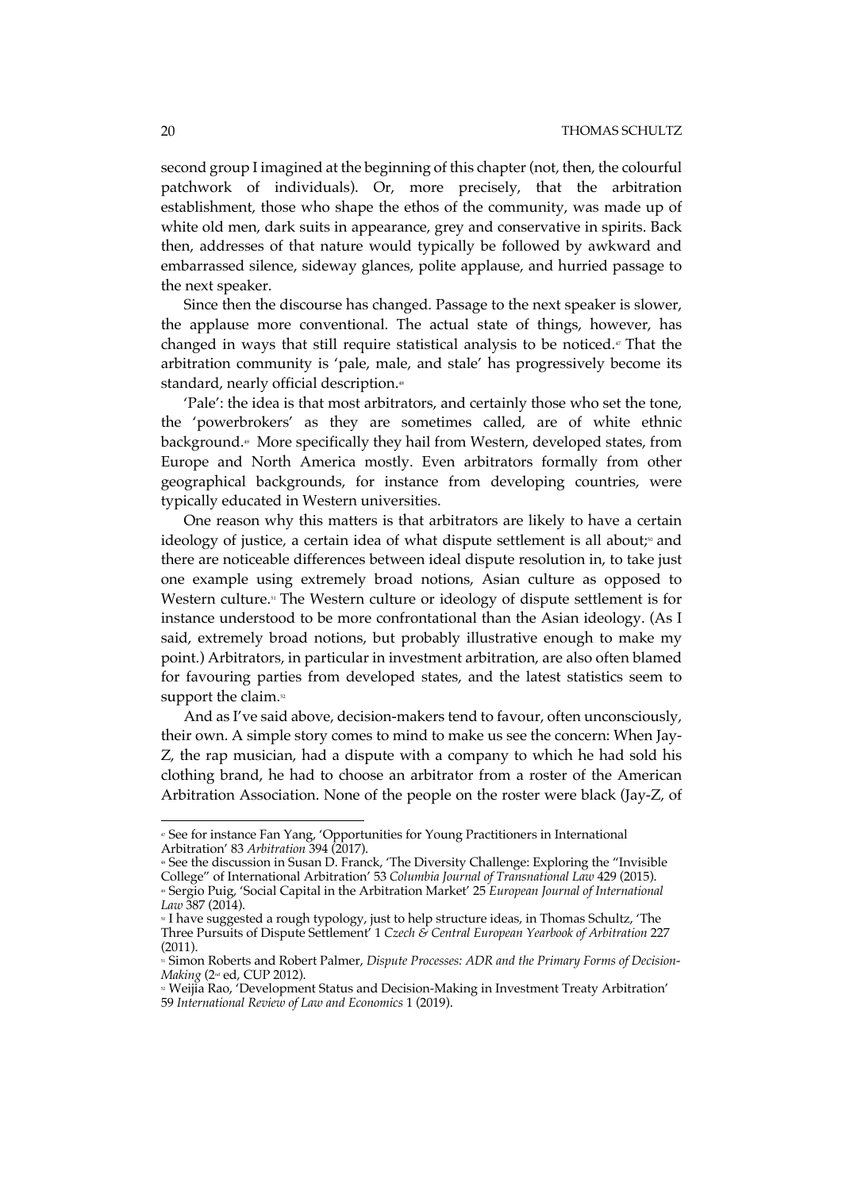second group I imagined at the beginning of this chapter (not, then, the colourful patchwork of individuals). Or, more precisely, that the arbitration establishment, those who shape the ethos of the community, was made up of white old men, dark suits in appearance, grey and conservative in spirits. Back then, addresses of that nature would typically be followed by awkward and embarrassed silence, sideway glances, polite applause, and hurried passage to the next speaker.

Since then the discourse has changed. Passage to the next speaker is slower, the applause more conventional. The actual state of things, however, has changed in ways that still require statistical analysis to be noticed.[47] That the arbitration community is 'pale, male, and stale' has progressively become its standard, nearly official description.[48]

'Pale': the idea is that most arbitrators, and certainly those who set the tone, the 'powerbrokers' as they are sometimes called, are of white ethnic background.[49] More specifically they hail from Western, developed states, from Europe and North America mostly. Even arbitrators formally from other geographical backgrounds, for instance from developing countries, were typically educated in Western universities.

One reason why this matters is that arbitrators are likely to have a certain ideology of justice, a certain idea of what dispute settlement is all about;[50] and there are noticeable differences between ideal dispute resolution in, to take just one example using extremely broad notions, Asian culture as opposed to Western culture.[51] The Western culture or ideology of dispute settlement is for instance understood to be more confrontational than the Asian ideology. (As I said, extremely broad notions, but probably illustrative enough to make my point.) Arbitrators, in particular in investment arbitration, are also often blamed for favouring parties from developed states, and the latest statistics seem to support the claim.[52]

And as I've said above, decision-makers tend to favour, often unconsciously, their own. A simple story comes to mind to make us see the concern: When Jay-Z, the rap musician, had a dispute with a company to which he had sold his clothing brand, he had to choose an arbitrator from a roster of the American Arbitration Association. None of the people on the roster were black (Jay-Z, of

---

[47] See for instance Fan Yang, 'Opportunities for Young Practitioners in International Arbitration' 83 *Arbitration* 394 (2017).

[48] See the discussion in Susan D. Franck, 'The Diversity Challenge: Exploring the "Invisible College" of International Arbitration' 53 *Columbia Journal of Transnational Law* 429 (2015).

[49] Sergio Puig, 'Social Capital in the Arbitration Market' 25 *European Journal of International Law* 387 (2014).

[50] I have suggested a rough typology, just to help structure ideas, in Thomas Schultz, 'The Three Pursuits of Dispute Settlement' 1 *Czech & Central European Yearbook of Arbitration* 227 (2011).

[51] Simon Roberts and Robert Palmer, *Dispute Processes: ADR and the Primary Forms of Decision-Making* (2nd ed, CUP 2012).

[52] Weijia Rao, 'Development Status and Decision-Making in Investment Treaty Arbitration' 59 *International Review of Law and Economics* 1 (2019).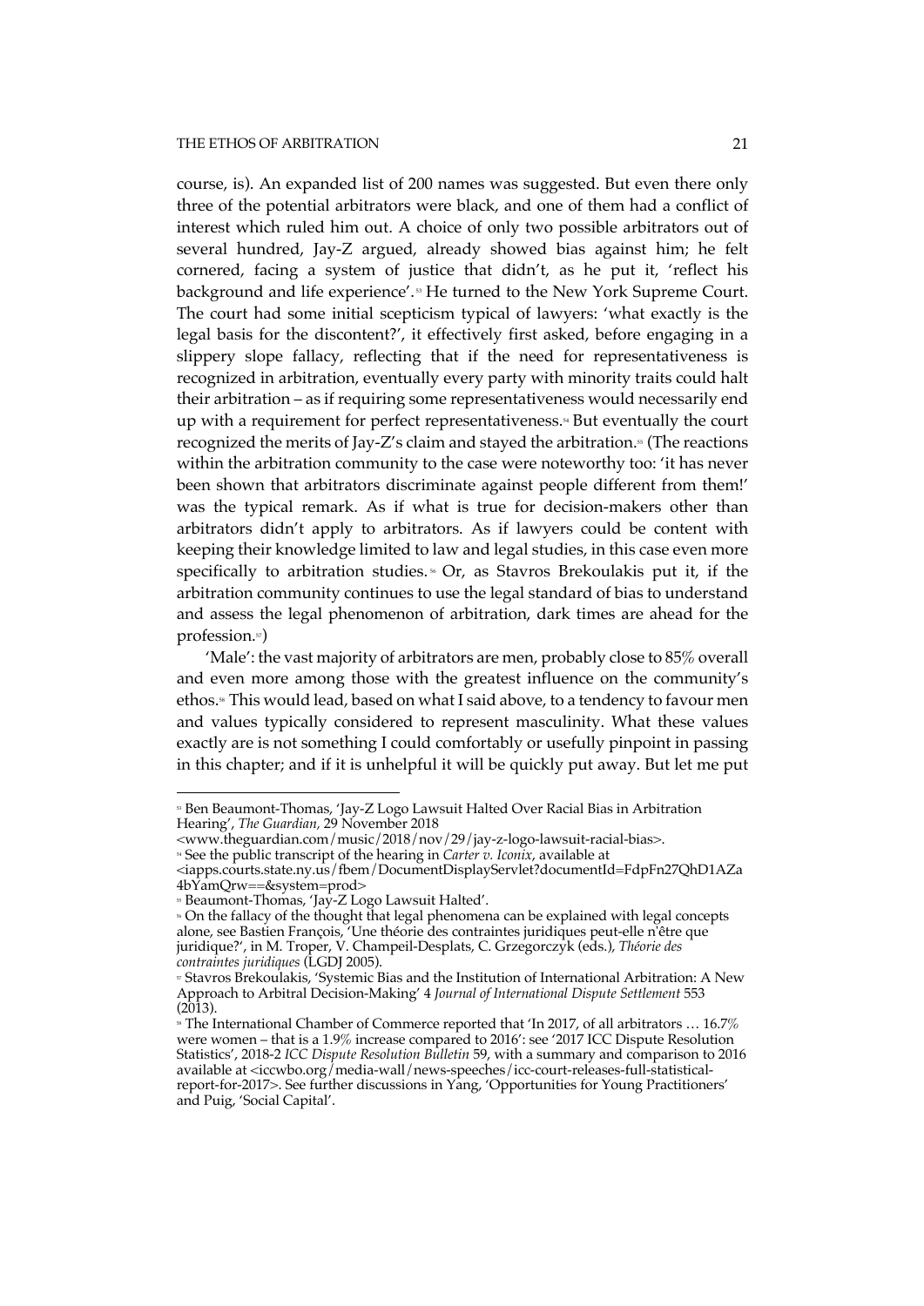course, is). An expanded list of 200 names was suggested. But even there only three of the potential arbitrators were black, and one of them had a conflict of interest which ruled him out. A choice of only two possible arbitrators out of several hundred, Jay-Z argued, already showed bias against him; he felt cornered, facing a system of justice that didn't, as he put it, 'reflect his background and life experience'.[53] He turned to the New York Supreme Court. The court had some initial scepticism typical of lawyers: 'what exactly is the legal basis for the discontent?', it effectively first asked, before engaging in a slippery slope fallacy, reflecting that if the need for representativeness is recognized in arbitration, eventually every party with minority traits could halt their arbitration – as if requiring some representativeness would necessarily end up with a requirement for perfect representativeness.[54] But eventually the court recognized the merits of Jay-Z's claim and stayed the arbitration.[55] (The reactions within the arbitration community to the case were noteworthy too: 'it has never been shown that arbitrators discriminate against people different from them!' was the typical remark. As if what is true for decision-makers other than arbitrators didn't apply to arbitrators. As if lawyers could be content with keeping their knowledge limited to law and legal studies, in this case even more specifically to arbitration studies.[56] Or, as Stavros Brekoulakis put it, if the arbitration community continues to use the legal standard of bias to understand and assess the legal phenomenon of arbitration, dark times are ahead for the profession.[57])

'Male': the vast majority of arbitrators are men, probably close to 85% overall and even more among those with the greatest influence on the community's ethos.[58] This would lead, based on what I said above, to a tendency to favour men and values typically considered to represent masculinity. What these values exactly are is not something I could comfortably or usefully pinpoint in passing in this chapter; and if it is unhelpful it will be quickly put away. But let me put

---

[53] Ben Beaumont-Thomas, 'Jay-Z Logo Lawsuit Halted Over Racial Bias in Arbitration Hearing', *The Guardian*, 29 November 2018 <www.theguardian.com/music/2018/nov/29/jay-z-logo-lawsuit-racial-bias>.

[54] See the public transcript of the hearing in *Carter v. Iconix*, available at <iapps.courts.state.ny.us/fbem/DocumentDisplayServlet?documentId=FdpFn27QhD1AZa4bYamQrw==&system=prod>

[55] Beaumont-Thomas, 'Jay-Z Logo Lawsuit Halted'.

[56] On the fallacy of the thought that legal phenomena can be explained with legal concepts alone, see Bastien François, 'Une théorie des contraintes juridiques peut-elle n'être que juridique?', in M. Troper, V. Champeil-Desplats, C. Grzegorczyk (eds.), *Théorie des contraintes juridiques* (LGDJ 2005).

[57] Stavros Brekoulakis, 'Systemic Bias and the Institution of International Arbitration: A New Approach to Arbitral Decision-Making' 4 *Journal of International Dispute Settlement* 553 (2013).

[58] The International Chamber of Commerce reported that 'In 2017, of all arbitrators … 16.7% were women – that is a 1.9% increase compared to 2016': see '2017 ICC Dispute Resolution Statistics', 2018-2 *ICC Dispute Resolution Bulletin* 59, with a summary and comparison to 2016 available at <iccwbo.org/media-wall/news-speeches/icc-court-releases-full-statistical-report-for-2017>. See further discussions in Yang, 'Opportunities for Young Practitioners' and Puig, 'Social Capital'.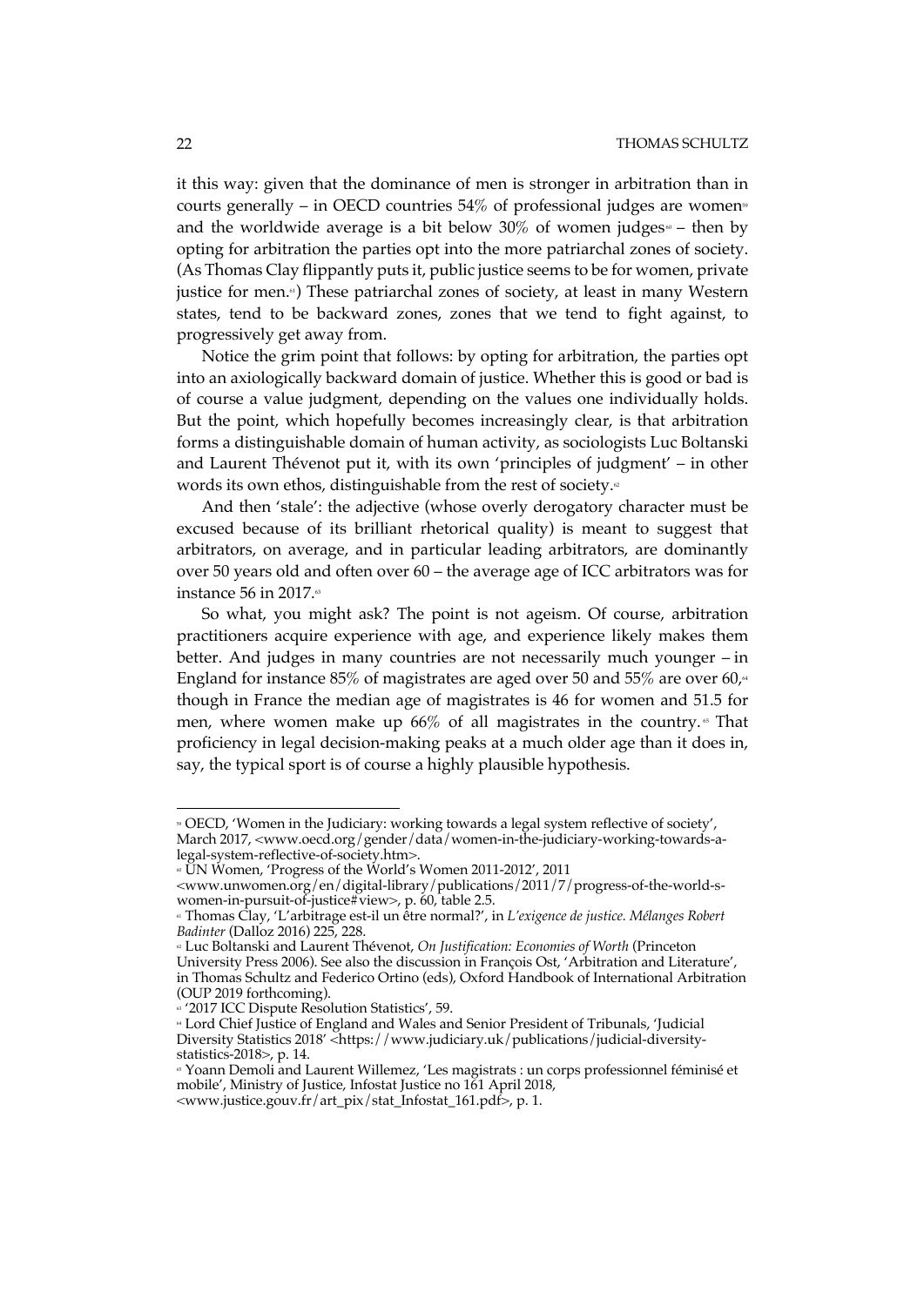it this way: given that the dominance of men is stronger in arbitration than in courts generally – in OECD countries 54% of professional judges are women[59] and the worldwide average is a bit below 30% of women judges[60] – then by opting for arbitration the parties opt into the more patriarchal zones of society. (As Thomas Clay flippantly puts it, public justice seems to be for women, private justice for men.[61]) These patriarchal zones of society, at least in many Western states, tend to be backward zones, zones that we tend to fight against, to progressively get away from.

Notice the grim point that follows: by opting for arbitration, the parties opt into an axiologically backward domain of justice. Whether this is good or bad is of course a value judgment, depending on the values one individually holds. But the point, which hopefully becomes increasingly clear, is that arbitration forms a distinguishable domain of human activity, as sociologists Luc Boltanski and Laurent Thévenot put it, with its own 'principles of judgment' – in other words its own ethos, distinguishable from the rest of society.[62]

And then 'stale': the adjective (whose overly derogatory character must be excused because of its brilliant rhetorical quality) is meant to suggest that arbitrators, on average, and in particular leading arbitrators, are dominantly over 50 years old and often over 60 – the average age of ICC arbitrators was for instance 56 in 2017.[63]

So what, you might ask? The point is not ageism. Of course, arbitration practitioners acquire experience with age, and experience likely makes them better. And judges in many countries are not necessarily much younger – in England for instance 85% of magistrates are aged over 50 and 55% are over 60,[64] though in France the median age of magistrates is 46 for women and 51.5 for men, where women make up 66% of all magistrates in the country.[65] That proficiency in legal decision-making peaks at a much older age than it does in, say, the typical sport is of course a highly plausible hypothesis.

---

[59] OECD, 'Women in the Judiciary: working towards a legal system reflective of society', March 2017, <www.oecd.org/gender/data/women-in-the-judiciary-working-towards-a-legal-system-reflective-of-society.htm>.

[60] UN Women, 'Progress of the World's Women 2011-2012', 2011 <www.unwomen.org/en/digital-library/publications/2011/7/progress-of-the-world-s-women-in-pursuit-of-justice#view>, p. 60, table 2.5.

[61] Thomas Clay, 'L'arbitrage est-il un être normal?', in *L'exigence de justice. Mélanges Robert Badinter* (Dalloz 2016) 225, 228.

[62] Luc Boltanski and Laurent Thévenot, *On Justification: Economies of Worth* (Princeton University Press 2006). See also the discussion in François Ost, 'Arbitration and Literature', in Thomas Schultz and Federico Ortino (eds), Oxford Handbook of International Arbitration (OUP 2019 forthcoming).

[63] '2017 ICC Dispute Resolution Statistics', 59.

[64] Lord Chief Justice of England and Wales and Senior President of Tribunals, 'Judicial Diversity Statistics 2018' <https://www.judiciary.uk/publications/judicial-diversity-statistics-2018>, p. 14.

[65] Yoann Demoli and Laurent Willemez, 'Les magistrats : un corps professionnel féminisé et mobile', Ministry of Justice, Infostat Justice no 161 April 2018, <www.justice.gouv.fr/art_pix/stat_Infostat_161.pdf>, p. 1.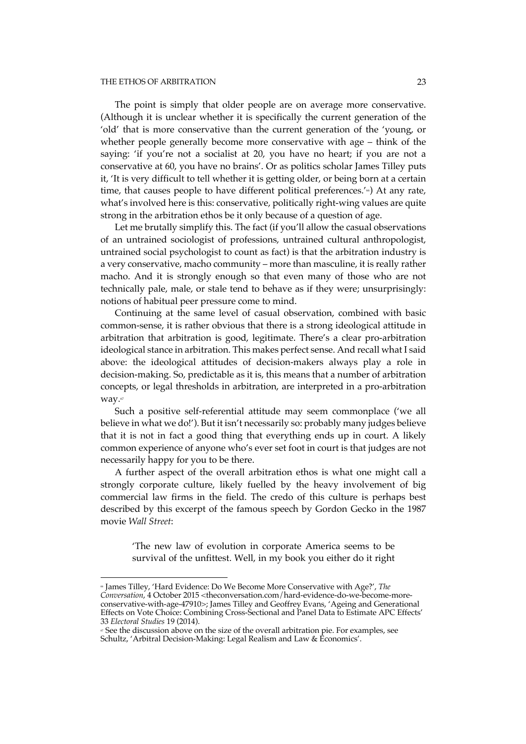The point is simply that older people are on average more conservative. (Although it is unclear whether it is specifically the current generation of the 'old' that is more conservative than the current generation of the 'young, or whether people generally become more conservative with age – think of the saying: 'if you're not a socialist at 20, you have no heart; if you are not a conservative at 60, you have no brains'. Or as politics scholar James Tilley puts it, 'It is very difficult to tell whether it is getting older, or being born at a certain time, that causes people to have different political preferences.'[66]) At any rate, what's involved here is this: conservative, politically right-wing values are quite strong in the arbitration ethos be it only because of a question of age.

Let me brutally simplify this. The fact (if you'll allow the casual observations of an untrained sociologist of professions, untrained cultural anthropologist, untrained social psychologist to count as fact) is that the arbitration industry is a very conservative, macho community – more than masculine, it is really rather macho. And it is strongly enough so that even many of those who are not technically pale, male, or stale tend to behave as if they were; unsurprisingly: notions of habitual peer pressure come to mind.

Continuing at the same level of casual observation, combined with basic common-sense, it is rather obvious that there is a strong ideological attitude in arbitration that arbitration is good, legitimate. There's a clear pro-arbitration ideological stance in arbitration. This makes perfect sense. And recall what I said above: the ideological attitudes of decision-makers always play a role in decision-making. So, predictable as it is, this means that a number of arbitration concepts, or legal thresholds in arbitration, are interpreted in a pro-arbitration way.[67]

Such a positive self-referential attitude may seem commonplace ('we all believe in what we do!'). But it isn't necessarily so: probably many judges believe that it is not in fact a good thing that everything ends up in court. A likely common experience of anyone who's ever set foot in court is that judges are not necessarily happy for you to be there.

A further aspect of the overall arbitration ethos is what one might call a strongly corporate culture, likely fuelled by the heavy involvement of big commercial law firms in the field. The credo of this culture is perhaps best described by this excerpt of the famous speech by Gordon Gecko in the 1987 movie *Wall Street*:

> 'The new law of evolution in corporate America seems to be survival of the unfittest. Well, in my book you either do it right

---

[66] James Tilley, 'Hard Evidence: Do We Become More Conservative with Age?', *The Conversation*, 4 October 2015 <theconversation.com/hard-evidence-do-we-become-more-conservative-with-age-47910>; James Tilley and Geoffrey Evans, 'Ageing and Generational Effects on Vote Choice: Combining Cross-Sectional and Panel Data to Estimate APC Effects' 33 *Electoral Studies* 19 (2014).

[67] See the discussion above on the size of the overall arbitration pie. For examples, see Schultz, 'Arbitral Decision-Making: Legal Realism and Law & Economics'.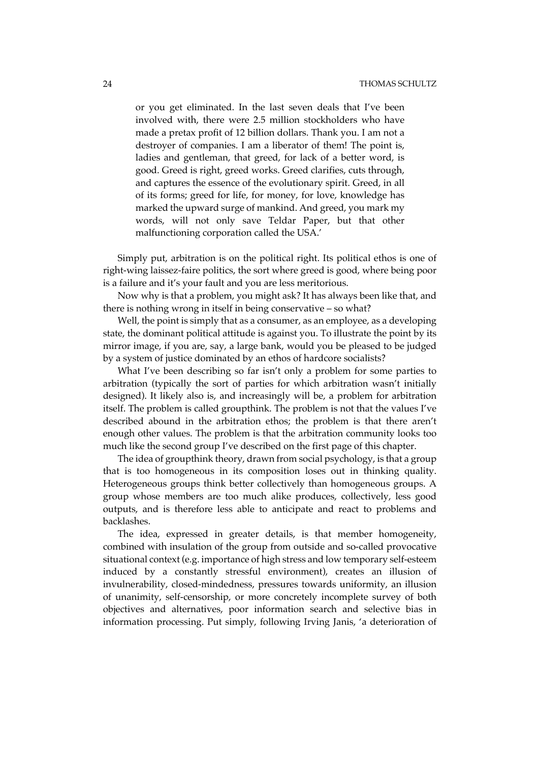> or you get eliminated. In the last seven deals that I've been involved with, there were 2.5 million stockholders who have made a pretax profit of 12 billion dollars. Thank you. I am not a destroyer of companies. I am a liberator of them! The point is, ladies and gentleman, that greed, for lack of a better word, is good. Greed is right, greed works. Greed clarifies, cuts through, and captures the essence of the evolutionary spirit. Greed, in all of its forms; greed for life, for money, for love, knowledge has marked the upward surge of mankind. And greed, you mark my words, will not only save Teldar Paper, but that other malfunctioning corporation called the USA.'

Simply put, arbitration is on the political right. Its political ethos is one of right-wing laissez-faire politics, the sort where greed is good, where being poor is a failure and it's your fault and you are less meritorious.

Now why is that a problem, you might ask? It has always been like that, and there is nothing wrong in itself in being conservative – so what?

Well, the point is simply that as a consumer, as an employee, as a developing state, the dominant political attitude is against you. To illustrate the point by its mirror image, if you are, say, a large bank, would you be pleased to be judged by a system of justice dominated by an ethos of hardcore socialists?

What I've been describing so far isn't only a problem for some parties to arbitration (typically the sort of parties for which arbitration wasn't initially designed). It likely also is, and increasingly will be, a problem for arbitration itself. The problem is called groupthink. The problem is not that the values I've described abound in the arbitration ethos; the problem is that there aren't enough other values. The problem is that the arbitration community looks too much like the second group I've described on the first page of this chapter.

The idea of groupthink theory, drawn from social psychology, is that a group that is too homogeneous in its composition loses out in thinking quality. Heterogeneous groups think better collectively than homogeneous groups. A group whose members are too much alike produces, collectively, less good outputs, and is therefore less able to anticipate and react to problems and backlashes.

The idea, expressed in greater details, is that member homogeneity, combined with insulation of the group from outside and so-called provocative situational context (e.g. importance of high stress and low temporary self-esteem induced by a constantly stressful environment), creates an illusion of invulnerability, closed-mindedness, pressures towards uniformity, an illusion of unanimity, self-censorship, or more concretely incomplete survey of both objectives and alternatives, poor information search and selective bias in information processing. Put simply, following Irving Janis, 'a deterioration of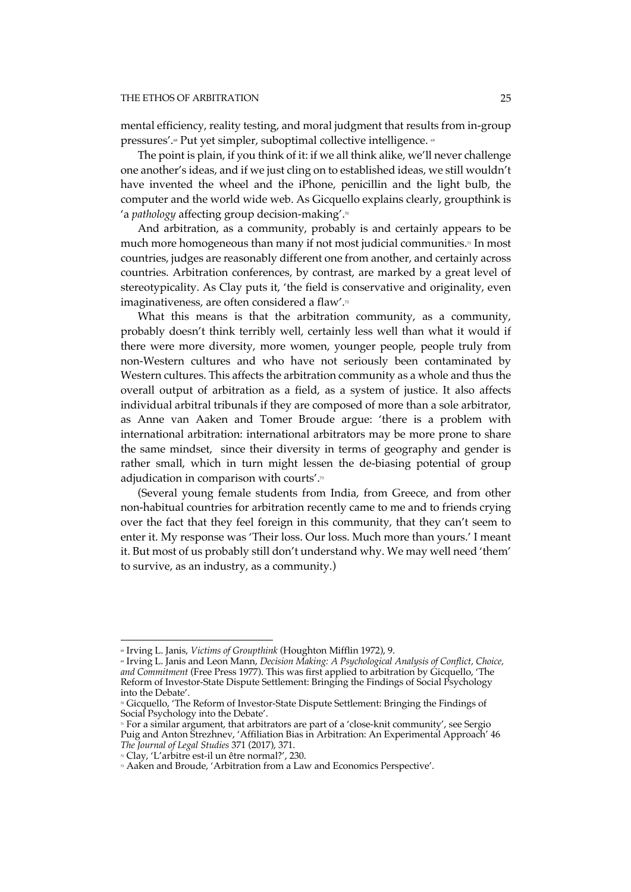mental efficiency, reality testing, and moral judgment that results from in-group pressures'.[68] Put yet simpler, suboptimal collective intelligence. [69]

The point is plain, if you think of it: if we all think alike, we'll never challenge one another's ideas, and if we just cling on to established ideas, we still wouldn't have invented the wheel and the iPhone, penicillin and the light bulb, the computer and the world wide web. As Gicquello explains clearly, groupthink is 'a *pathology* affecting group decision-making'.[70]

And arbitration, as a community, probably is and certainly appears to be much more homogeneous than many if not most judicial communities.[71] In most countries, judges are reasonably different one from another, and certainly across countries. Arbitration conferences, by contrast, are marked by a great level of stereotypicality. As Clay puts it, 'the field is conservative and originality, even imaginativeness, are often considered a flaw'.[72]

What this means is that the arbitration community, as a community, probably doesn't think terribly well, certainly less well than what it would if there were more diversity, more women, younger people, people truly from non-Western cultures and who have not seriously been contaminated by Western cultures. This affects the arbitration community as a whole and thus the overall output of arbitration as a field, as a system of justice. It also affects individual arbitral tribunals if they are composed of more than a sole arbitrator, as Anne van Aaken and Tomer Broude argue: 'there is a problem with international arbitration: international arbitrators may be more prone to share the same mindset, since their diversity in terms of geography and gender is rather small, which in turn might lessen the de-biasing potential of group adjudication in comparison with courts'.[73]

(Several young female students from India, from Greece, and from other non-habitual countries for arbitration recently came to me and to friends crying over the fact that they feel foreign in this community, that they can't seem to enter it. My response was 'Their loss. Our loss. Much more than yours.' I meant it. But most of us probably still don't understand why. We may well need 'them' to survive, as an industry, as a community.)

---

[68] Irving L. Janis, *Victims of Groupthink* (Houghton Mifflin 1972), 9.

[69] Irving L. Janis and Leon Mann, *Decision Making: A Psychological Analysis of Conflict, Choice, and Commitment* (Free Press 1977). This was first applied to arbitration by Gicquello, 'The Reform of Investor-State Dispute Settlement: Bringing the Findings of Social Psychology into the Debate'.

[70] Gicquello, 'The Reform of Investor-State Dispute Settlement: Bringing the Findings of Social Psychology into the Debate'.

[71] For a similar argument, that arbitrators are part of a 'close-knit community', see Sergio Puig and Anton Strezhnev, 'Affiliation Bias in Arbitration: An Experimental Approach' 46 *The Journal of Legal Studies* 371 (2017), 371.

[72] Clay, 'L'arbitre est-il un être normal?', 230.

[73] Aaken and Broude, 'Arbitration from a Law and Economics Perspective'.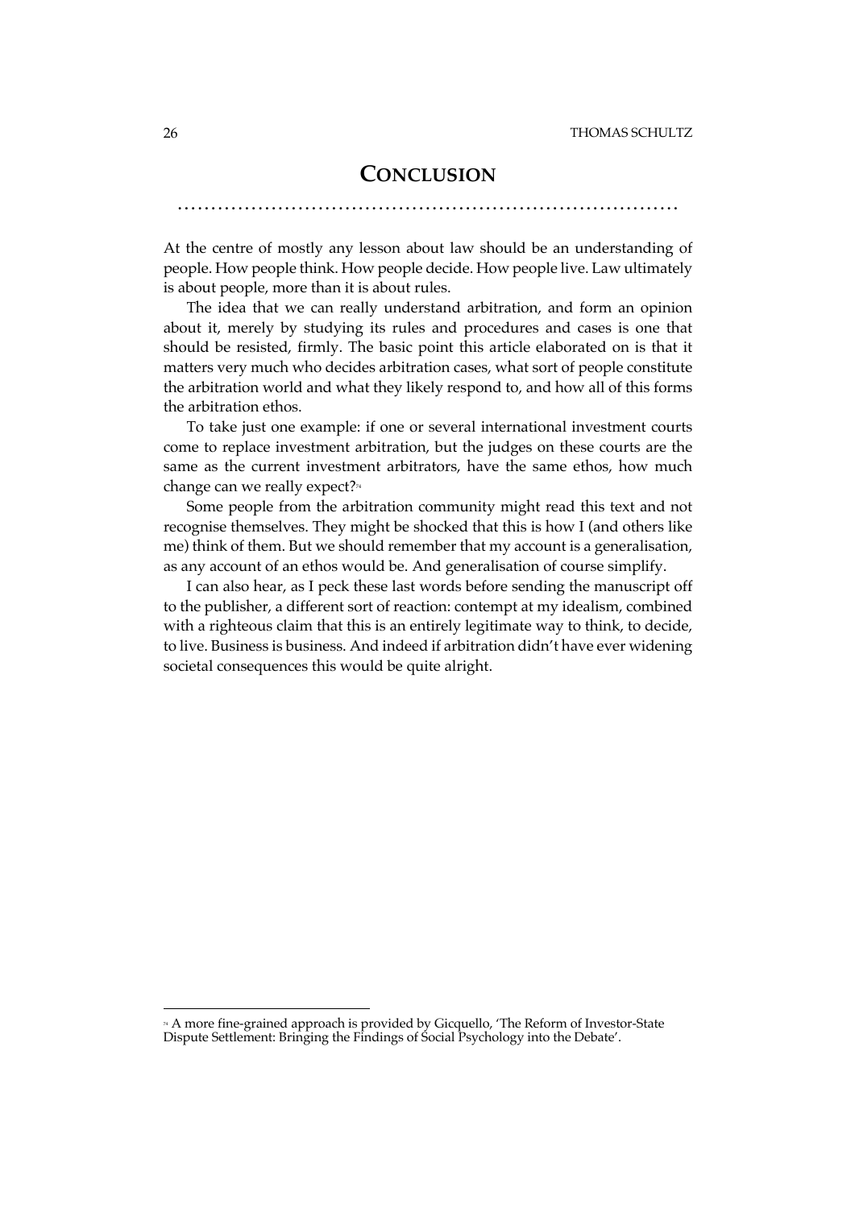## CONCLUSION

At the centre of mostly any lesson about law should be an understanding of people. How people think. How people decide. How people live. Law ultimately is about people, more than it is about rules.

The idea that we can really understand arbitration, and form an opinion about it, merely by studying its rules and procedures and cases is one that should be resisted, firmly. The basic point this article elaborated on is that it matters very much who decides arbitration cases, what sort of people constitute the arbitration world and what they likely respond to, and how all of this forms the arbitration ethos.

To take just one example: if one or several international investment courts come to replace investment arbitration, but the judges on these courts are the same as the current investment arbitrators, have the same ethos, how much change can we really expect?[74]

Some people from the arbitration community might read this text and not recognise themselves. They might be shocked that this is how I (and others like me) think of them. But we should remember that my account is a generalisation, as any account of an ethos would be. And generalisation of course simplify.

I can also hear, as I peck these last words before sending the manuscript off to the publisher, a different sort of reaction: contempt at my idealism, combined with a righteous claim that this is an entirely legitimate way to think, to decide, to live. Business is business. And indeed if arbitration didn't have ever widening societal consequences this would be quite alright.

[74] A more fine-grained approach is provided by Gicquello, 'The Reform of Investor-State Dispute Settlement: Bringing the Findings of Social Psychology into the Debate'.